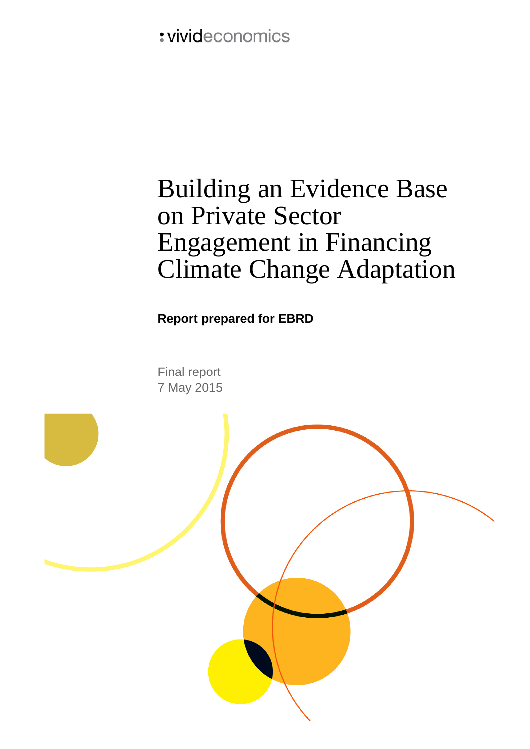vivideconomics

# Building an Evidence Base on Private Sector Engagement in Financing Climate Change Adaptation

**Report prepared for EBRD**

Final report
7 May 2015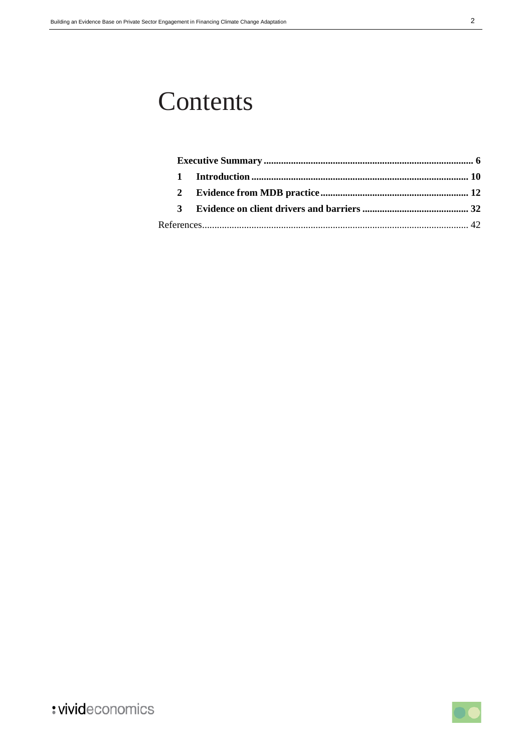# Contents

**Executive Summary** .................................................................................... **6**

**1 Introduction** ...................................................................................... **10**

**2 Evidence from MDB practice** ........................................................... **12**

**3 Evidence on client drivers and barriers** .......................................... **32**

References.......................................................................................................... 42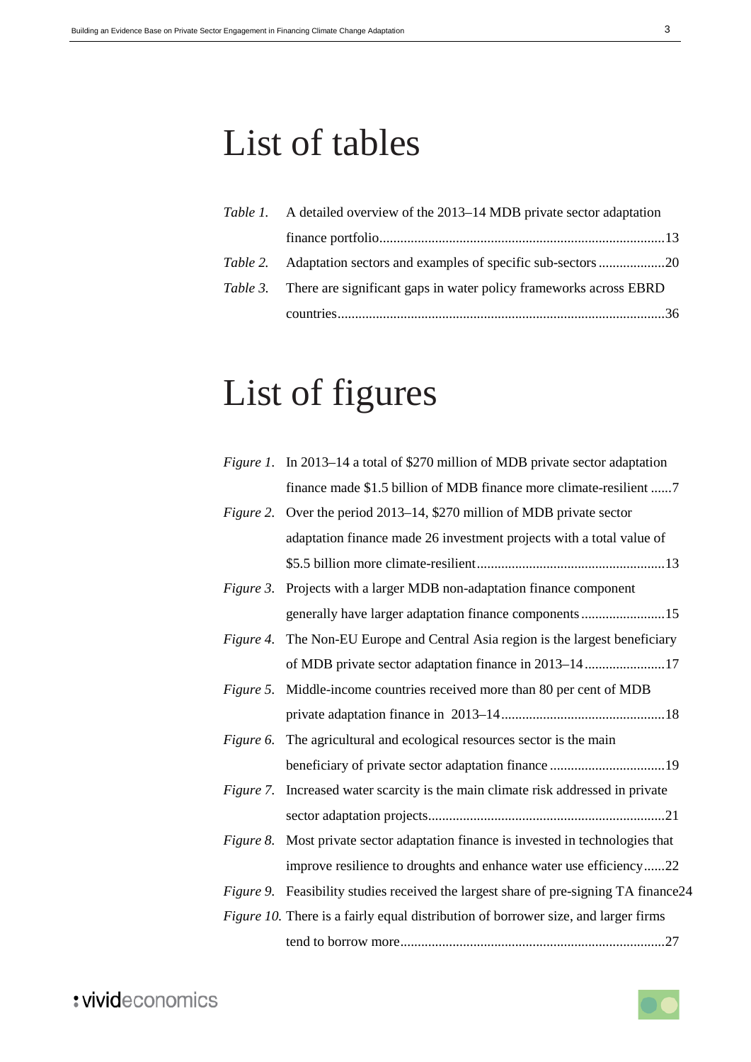# List of tables

*Table 1.* A detailed overview of the 2013–14 MDB private sector adaptation finance portfolio.................................................................................13

*Table 2.* Adaptation sectors and examples of specific sub-sectors ...................20

*Table 3.* There are significant gaps in water policy frameworks across EBRD countries.............................................................................................36

# List of figures

*Figure 1.* In 2013–14 a total of $270 million of MDB private sector adaptation finance made $1.5 billion of MDB finance more climate-resilient ......7

*Figure 2.* Over the period 2013–14, $270 million of MDB private sector adaptation finance made 26 investment projects with a total value of $5.5 billion more climate-resilient.....................................................13

*Figure 3.* Projects with a larger MDB non-adaptation finance component generally have larger adaptation finance components........................15

*Figure 4.* The Non-EU Europe and Central Asia region is the largest beneficiary of MDB private sector adaptation finance in 2013–14.......................17

*Figure 5.* Middle-income countries received more than 80 per cent of MDB private adaptation finance in 2013–14...............................................18

*Figure 6.* The agricultural and ecological resources sector is the main beneficiary of private sector adaptation finance .................................19

*Figure 7.* Increased water scarcity is the main climate risk addressed in private sector adaptation projects...................................................................21

*Figure 8.* Most private sector adaptation finance is invested in technologies that improve resilience to droughts and enhance water use efficiency......22

*Figure 9.* Feasibility studies received the largest share of pre-signing TA finance24

*Figure 10.* There is a fairly equal distribution of borrower size, and larger firms tend to borrow more...........................................................................27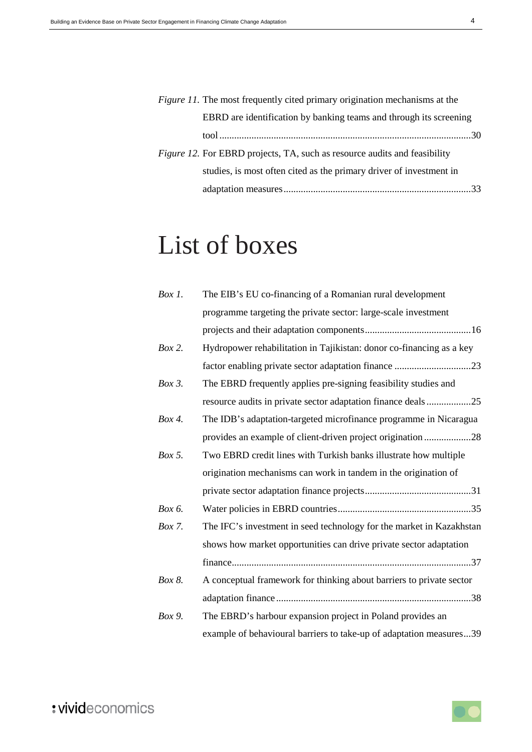*Figure 11.* The most frequently cited primary origination mechanisms at the EBRD are identification by banking teams and through its screening tool ....................................................................................................30

*Figure 12.* For EBRD projects, TA, such as resource audits and feasibility studies, is most often cited as the primary driver of investment in adaptation measures ..........................................................................33

# List of boxes

*Box 1.* The EIB's EU co-financing of a Romanian rural development programme targeting the private sector: large-scale investment projects and their adaptation components ..........................................16

*Box 2.* Hydropower rehabilitation in Tajikistan: donor co-financing as a key factor enabling private sector adaptation finance ...............................23

*Box 3.* The EBRD frequently applies pre-signing feasibility studies and resource audits in private sector adaptation finance deals ..................25

*Box 4.* The IDB's adaptation-targeted microfinance programme in Nicaragua provides an example of client-driven project origination ...................28

*Box 5.* Two EBRD credit lines with Turkish banks illustrate how multiple origination mechanisms can work in tandem in the origination of private sector adaptation finance projects ..........................................31

*Box 6.* Water policies in EBRD countries .....................................................35

*Box 7.* The IFC's investment in seed technology for the market in Kazakhstan shows how market opportunities can drive private sector adaptation finance ...............................................................................................37

*Box 8.* A conceptual framework for thinking about barriers to private sector adaptation finance ..............................................................................38

*Box 9.* The EBRD's harbour expansion project in Poland provides an example of behavioural barriers to take-up of adaptation measures ...39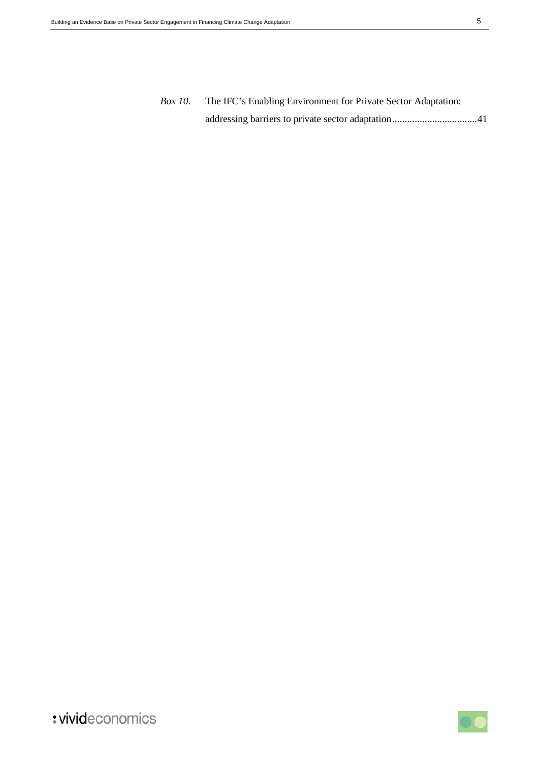*Box 10.* The IFC's Enabling Environment for Private Sector Adaptation: addressing barriers to private sector adaptation..................................41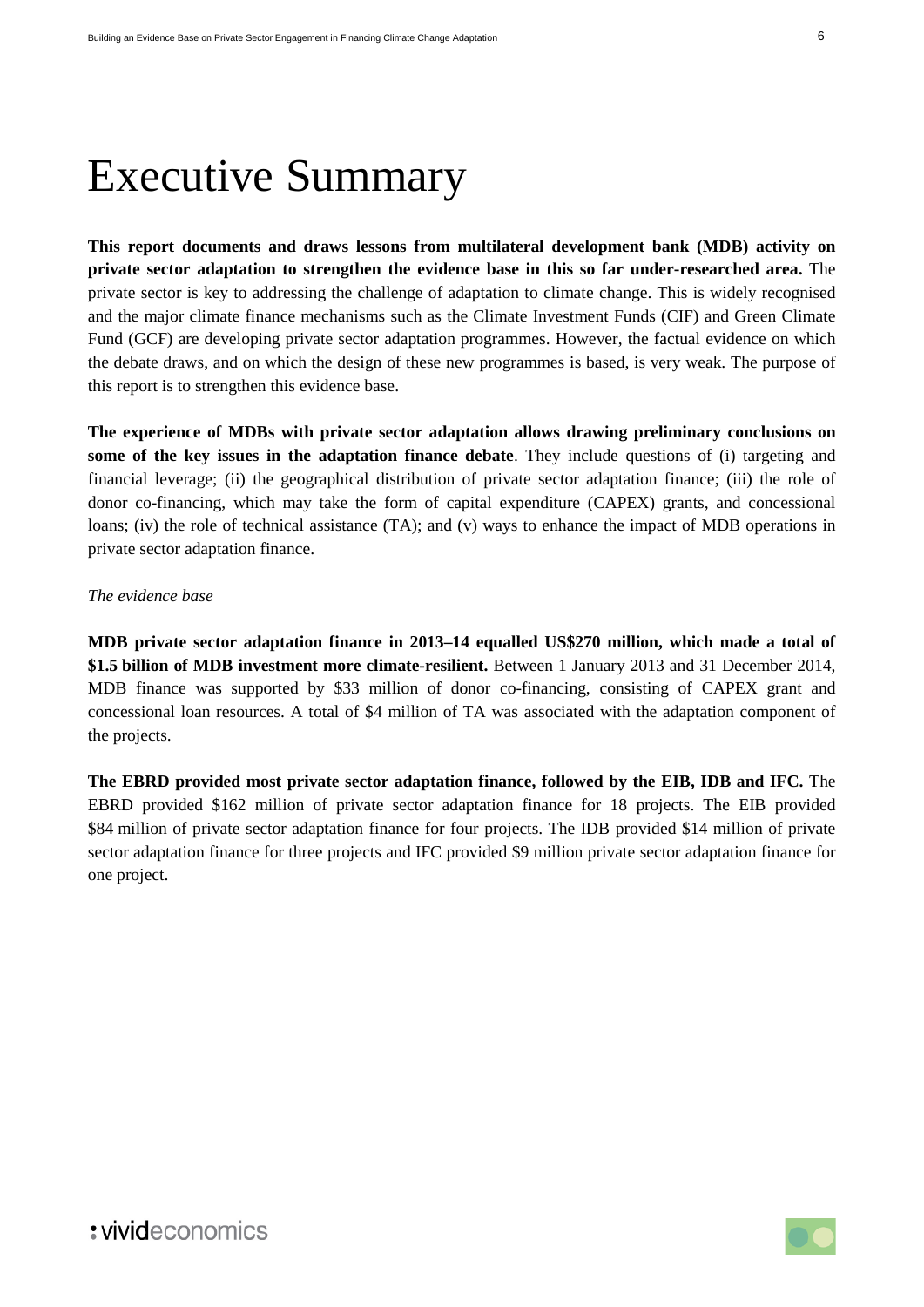# Executive Summary

**This report documents and draws lessons from multilateral development bank (MDB) activity on private sector adaptation to strengthen the evidence base in this so far under-researched area.** The private sector is key to addressing the challenge of adaptation to climate change. This is widely recognised and the major climate finance mechanisms such as the Climate Investment Funds (CIF) and Green Climate Fund (GCF) are developing private sector adaptation programmes. However, the factual evidence on which the debate draws, and on which the design of these new programmes is based, is very weak. The purpose of this report is to strengthen this evidence base.

**The experience of MDBs with private sector adaptation allows drawing preliminary conclusions on some of the key issues in the adaptation finance debate**. They include questions of (i) targeting and financial leverage; (ii) the geographical distribution of private sector adaptation finance; (iii) the role of donor co-financing, which may take the form of capital expenditure (CAPEX) grants, and concessional loans; (iv) the role of technical assistance (TA); and (v) ways to enhance the impact of MDB operations in private sector adaptation finance.

*The evidence base*

**MDB private sector adaptation finance in 2013–14 equalled US$270 million, which made a total of $1.5 billion of MDB investment more climate-resilient.** Between 1 January 2013 and 31 December 2014, MDB finance was supported by $33 million of donor co-financing, consisting of CAPEX grant and concessional loan resources. A total of $4 million of TA was associated with the adaptation component of the projects.

**The EBRD provided most private sector adaptation finance, followed by the EIB, IDB and IFC.** The EBRD provided $162 million of private sector adaptation finance for 18 projects. The EIB provided $84 million of private sector adaptation finance for four projects. The IDB provided $14 million of private sector adaptation finance for three projects and IFC provided $9 million private sector adaptation finance for one project.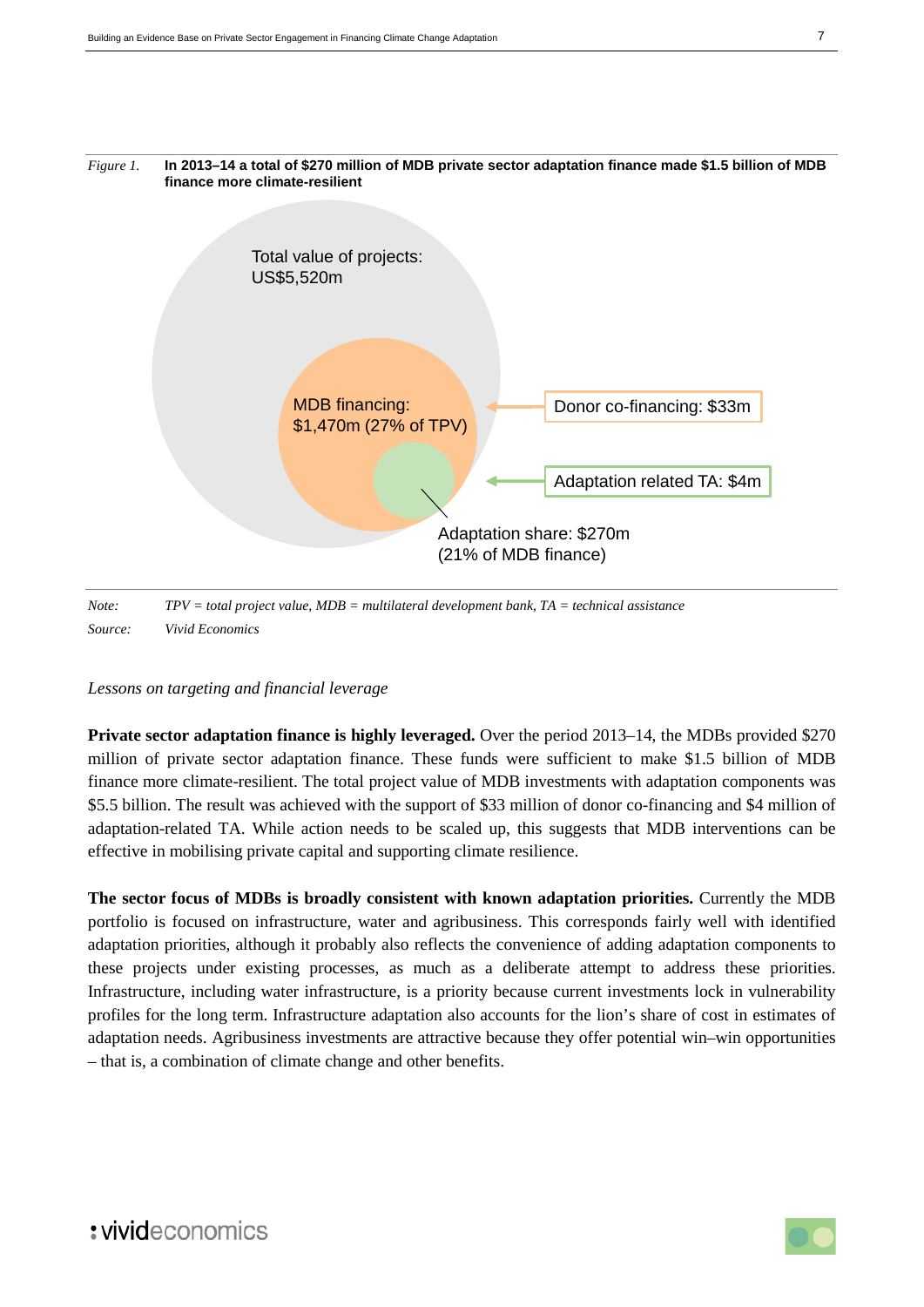*Figure 1.* **In 2013–14 a total of $270 million of MDB private sector adaptation finance made $1.5 billion of MDB finance more climate-resilient**

Total value of projects: US$5,520m

MDB financing: $1,470m (27% of TPV)

Donor co-financing: $33m

Adaptation related TA: $4m

Adaptation share: $270m (21% of MDB finance)

*Note:* *TPV = total project value, MDB = multilateral development bank, TA = technical assistance*

*Source:* *Vivid Economics*

*Lessons on targeting and financial leverage*

**Private sector adaptation finance is highly leveraged.** Over the period 2013–14, the MDBs provided $270 million of private sector adaptation finance. These funds were sufficient to make $1.5 billion of MDB finance more climate-resilient. The total project value of MDB investments with adaptation components was $5.5 billion. The result was achieved with the support of $33 million of donor co-financing and $4 million of adaptation-related TA. While action needs to be scaled up, this suggests that MDB interventions can be effective in mobilising private capital and supporting climate resilience.

**The sector focus of MDBs is broadly consistent with known adaptation priorities.** Currently the MDB portfolio is focused on infrastructure, water and agribusiness. This corresponds fairly well with identified adaptation priorities, although it probably also reflects the convenience of adding adaptation components to these projects under existing processes, as much as a deliberate attempt to address these priorities. Infrastructure, including water infrastructure, is a priority because current investments lock in vulnerability profiles for the long term. Infrastructure adaptation also accounts for the lion's share of cost in estimates of adaptation needs. Agribusiness investments are attractive because they offer potential win–win opportunities – that is, a combination of climate change and other benefits.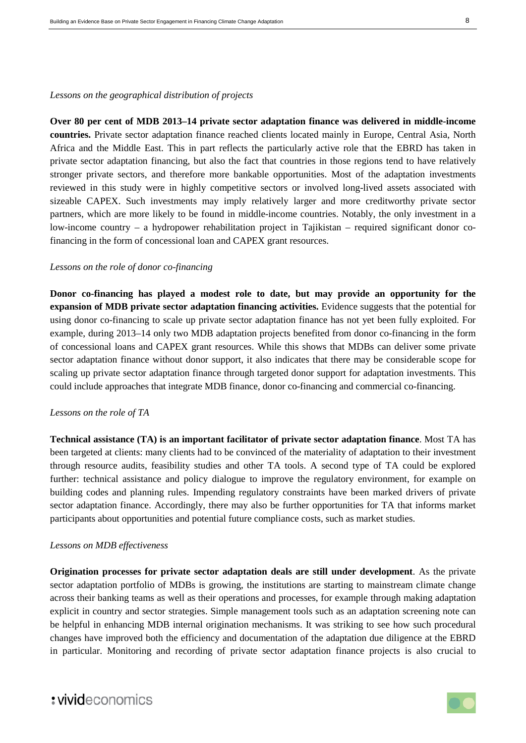*Lessons on the geographical distribution of projects*

**Over 80 per cent of MDB 2013–14 private sector adaptation finance was delivered in middle-income countries.** Private sector adaptation finance reached clients located mainly in Europe, Central Asia, North Africa and the Middle East. This in part reflects the particularly active role that the EBRD has taken in private sector adaptation financing, but also the fact that countries in those regions tend to have relatively stronger private sectors, and therefore more bankable opportunities. Most of the adaptation investments reviewed in this study were in highly competitive sectors or involved long-lived assets associated with sizeable CAPEX. Such investments may imply relatively larger and more creditworthy private sector partners, which are more likely to be found in middle-income countries. Notably, the only investment in a low-income country – a hydropower rehabilitation project in Tajikistan – required significant donor co-financing in the form of concessional loan and CAPEX grant resources.

*Lessons on the role of donor co-financing*

**Donor co-financing has played a modest role to date, but may provide an opportunity for the expansion of MDB private sector adaptation financing activities.** Evidence suggests that the potential for using donor co-financing to scale up private sector adaptation finance has not yet been fully exploited. For example, during 2013–14 only two MDB adaptation projects benefited from donor co-financing in the form of concessional loans and CAPEX grant resources. While this shows that MDBs can deliver some private sector adaptation finance without donor support, it also indicates that there may be considerable scope for scaling up private sector adaptation finance through targeted donor support for adaptation investments. This could include approaches that integrate MDB finance, donor co-financing and commercial co-financing.

*Lessons on the role of TA*

**Technical assistance (TA) is an important facilitator of private sector adaptation finance**. Most TA has been targeted at clients: many clients had to be convinced of the materiality of adaptation to their investment through resource audits, feasibility studies and other TA tools. A second type of TA could be explored further: technical assistance and policy dialogue to improve the regulatory environment, for example on building codes and planning rules. Impending regulatory constraints have been marked drivers of private sector adaptation finance. Accordingly, there may also be further opportunities for TA that informs market participants about opportunities and potential future compliance costs, such as market studies.

*Lessons on MDB effectiveness*

**Origination processes for private sector adaptation deals are still under development**. As the private sector adaptation portfolio of MDBs is growing, the institutions are starting to mainstream climate change across their banking teams as well as their operations and processes, for example through making adaptation explicit in country and sector strategies. Simple management tools such as an adaptation screening note can be helpful in enhancing MDB internal origination mechanisms. It was striking to see how such procedural changes have improved both the efficiency and documentation of the adaptation due diligence at the EBRD in particular. Monitoring and recording of private sector adaptation finance projects is also crucial to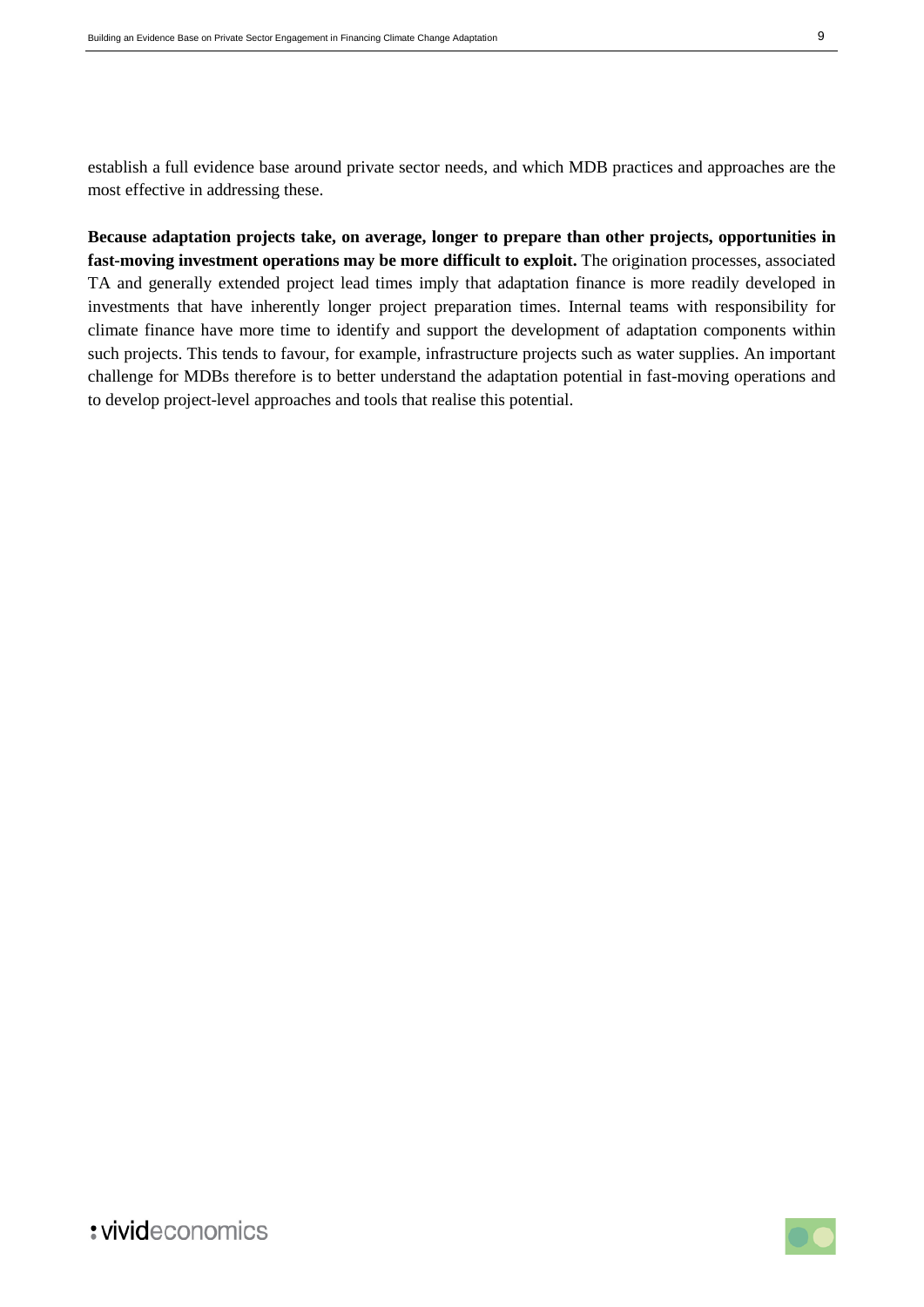establish a full evidence base around private sector needs, and which MDB practices and approaches are the most effective in addressing these.

**Because adaptation projects take, on average, longer to prepare than other projects, opportunities in fast-moving investment operations may be more difficult to exploit.** The origination processes, associated TA and generally extended project lead times imply that adaptation finance is more readily developed in investments that have inherently longer project preparation times. Internal teams with responsibility for climate finance have more time to identify and support the development of adaptation components within such projects. This tends to favour, for example, infrastructure projects such as water supplies. An important challenge for MDBs therefore is to better understand the adaptation potential in fast-moving operations and to develop project-level approaches and tools that realise this potential.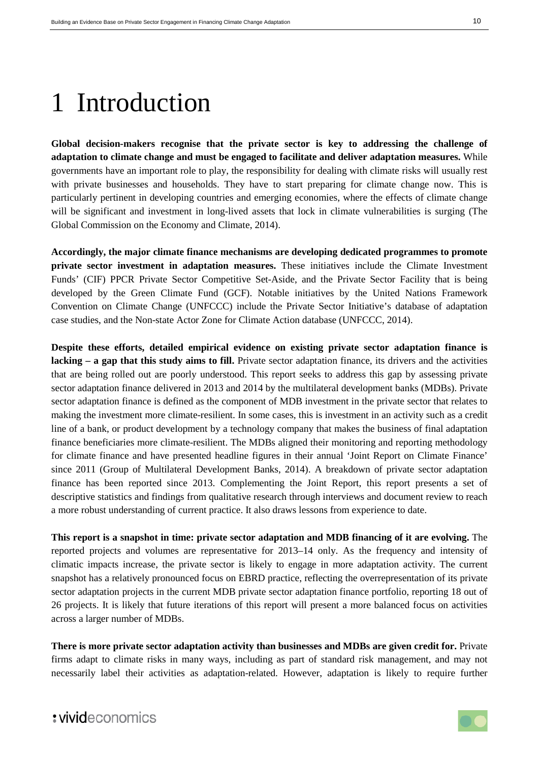# 1 Introduction

**Global decision-makers recognise that the private sector is key to addressing the challenge of adaptation to climate change and must be engaged to facilitate and deliver adaptation measures.** While governments have an important role to play, the responsibility for dealing with climate risks will usually rest with private businesses and households. They have to start preparing for climate change now. This is particularly pertinent in developing countries and emerging economies, where the effects of climate change will be significant and investment in long-lived assets that lock in climate vulnerabilities is surging (The Global Commission on the Economy and Climate, 2014).

**Accordingly, the major climate finance mechanisms are developing dedicated programmes to promote private sector investment in adaptation measures.** These initiatives include the Climate Investment Funds' (CIF) PPCR Private Sector Competitive Set-Aside, and the Private Sector Facility that is being developed by the Green Climate Fund (GCF). Notable initiatives by the United Nations Framework Convention on Climate Change (UNFCCC) include the Private Sector Initiative's database of adaptation case studies, and the Non-state Actor Zone for Climate Action database (UNFCCC, 2014).

**Despite these efforts, detailed empirical evidence on existing private sector adaptation finance is lacking – a gap that this study aims to fill.** Private sector adaptation finance, its drivers and the activities that are being rolled out are poorly understood. This report seeks to address this gap by assessing private sector adaptation finance delivered in 2013 and 2014 by the multilateral development banks (MDBs). Private sector adaptation finance is defined as the component of MDB investment in the private sector that relates to making the investment more climate-resilient. In some cases, this is investment in an activity such as a credit line of a bank, or product development by a technology company that makes the business of final adaptation finance beneficiaries more climate-resilient. The MDBs aligned their monitoring and reporting methodology for climate finance and have presented headline figures in their annual 'Joint Report on Climate Finance' since 2011 (Group of Multilateral Development Banks, 2014). A breakdown of private sector adaptation finance has been reported since 2013. Complementing the Joint Report, this report presents a set of descriptive statistics and findings from qualitative research through interviews and document review to reach a more robust understanding of current practice. It also draws lessons from experience to date.

**This report is a snapshot in time: private sector adaptation and MDB financing of it are evolving.** The reported projects and volumes are representative for 2013–14 only. As the frequency and intensity of climatic impacts increase, the private sector is likely to engage in more adaptation activity. The current snapshot has a relatively pronounced focus on EBRD practice, reflecting the overrepresentation of its private sector adaptation projects in the current MDB private sector adaptation finance portfolio, reporting 18 out of 26 projects. It is likely that future iterations of this report will present a more balanced focus on activities across a larger number of MDBs.

**There is more private sector adaptation activity than businesses and MDBs are given credit for.** Private firms adapt to climate risks in many ways, including as part of standard risk management, and may not necessarily label their activities as adaptation-related. However, adaptation is likely to require further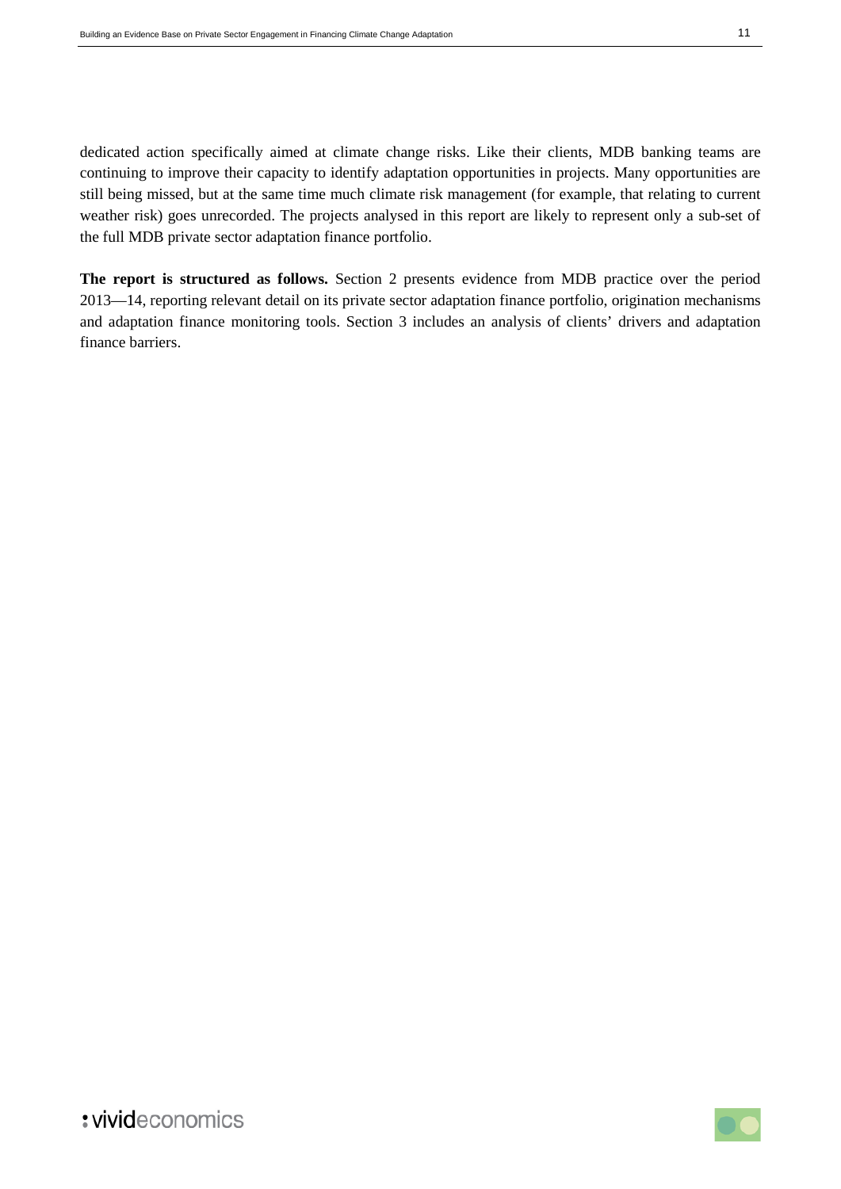dedicated action specifically aimed at climate change risks. Like their clients, MDB banking teams are continuing to improve their capacity to identify adaptation opportunities in projects. Many opportunities are still being missed, but at the same time much climate risk management (for example, that relating to current weather risk) goes unrecorded. The projects analysed in this report are likely to represent only a sub-set of the full MDB private sector adaptation finance portfolio.

**The report is structured as follows.** Section 2 presents evidence from MDB practice over the period 2013—14, reporting relevant detail on its private sector adaptation finance portfolio, origination mechanisms and adaptation finance monitoring tools. Section 3 includes an analysis of clients' drivers and adaptation finance barriers.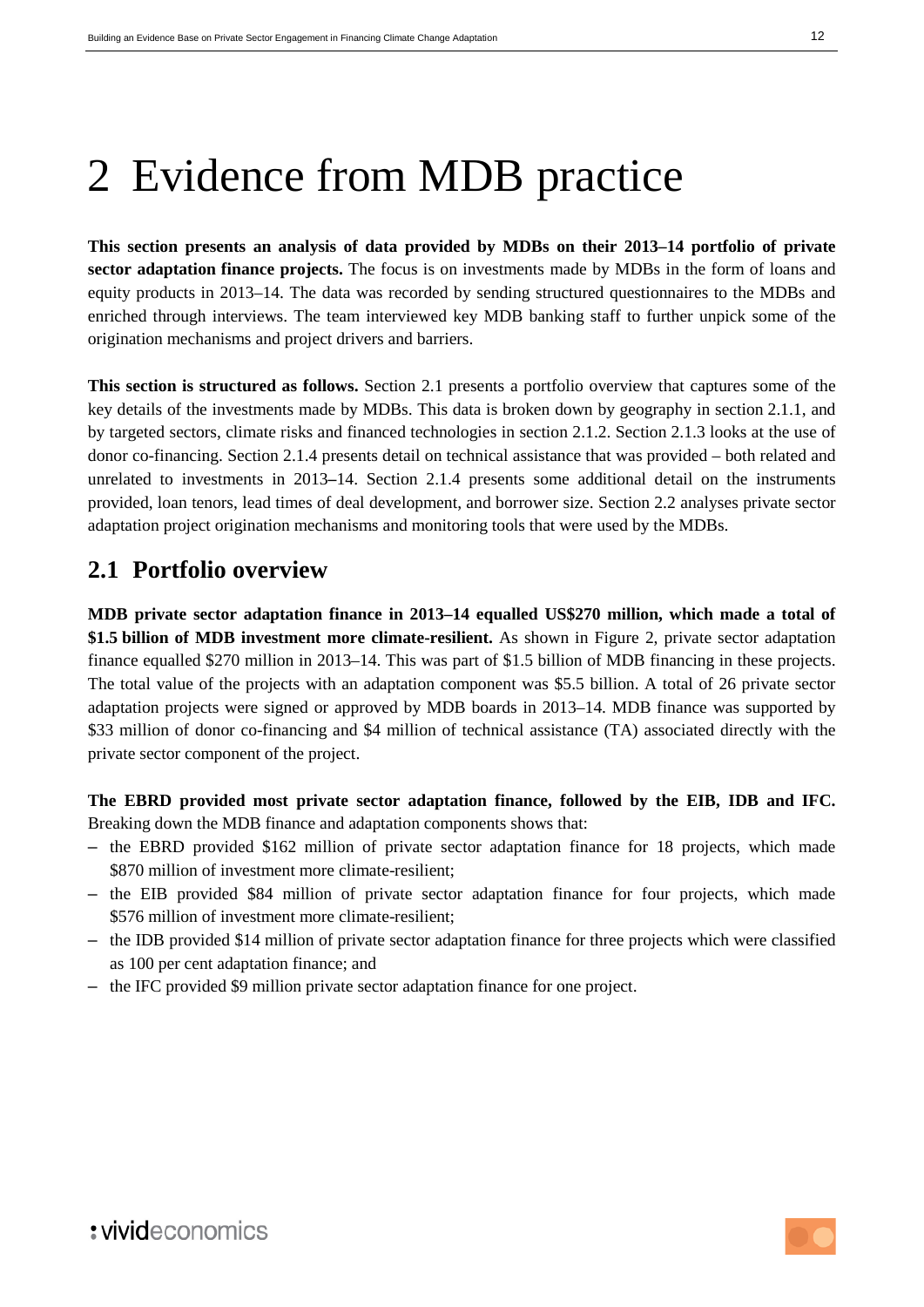# 2 Evidence from MDB practice

**This section presents an analysis of data provided by MDBs on their 2013–14 portfolio of private sector adaptation finance projects.** The focus is on investments made by MDBs in the form of loans and equity products in 2013–14. The data was recorded by sending structured questionnaires to the MDBs and enriched through interviews. The team interviewed key MDB banking staff to further unpick some of the origination mechanisms and project drivers and barriers.

**This section is structured as follows.** Section 2.1 presents a portfolio overview that captures some of the key details of the investments made by MDBs. This data is broken down by geography in section 2.1.1, and by targeted sectors, climate risks and financed technologies in section 2.1.2. Section 2.1.3 looks at the use of donor co-financing. Section 2.1.4 presents detail on technical assistance that was provided – both related and unrelated to investments in 2013–14. Section 2.1.4 presents some additional detail on the instruments provided, loan tenors, lead times of deal development, and borrower size. Section 2.2 analyses private sector adaptation project origination mechanisms and monitoring tools that were used by the MDBs.

## 2.1 Portfolio overview

**MDB private sector adaptation finance in 2013–14 equalled US$270 million, which made a total of $1.5 billion of MDB investment more climate-resilient.** As shown in Figure 2, private sector adaptation finance equalled $270 million in 2013–14. This was part of $1.5 billion of MDB financing in these projects. The total value of the projects with an adaptation component was $5.5 billion. A total of 26 private sector adaptation projects were signed or approved by MDB boards in 2013–14. MDB finance was supported by $33 million of donor co-financing and $4 million of technical assistance (TA) associated directly with the private sector component of the project.

**The EBRD provided most private sector adaptation finance, followed by the EIB, IDB and IFC.** Breaking down the MDB finance and adaptation components shows that:

- the EBRD provided $162 million of private sector adaptation finance for 18 projects, which made $870 million of investment more climate-resilient;
- the EIB provided $84 million of private sector adaptation finance for four projects, which made $576 million of investment more climate-resilient;
- the IDB provided $14 million of private sector adaptation finance for three projects which were classified as 100 per cent adaptation finance; and
- the IFC provided $9 million private sector adaptation finance for one project.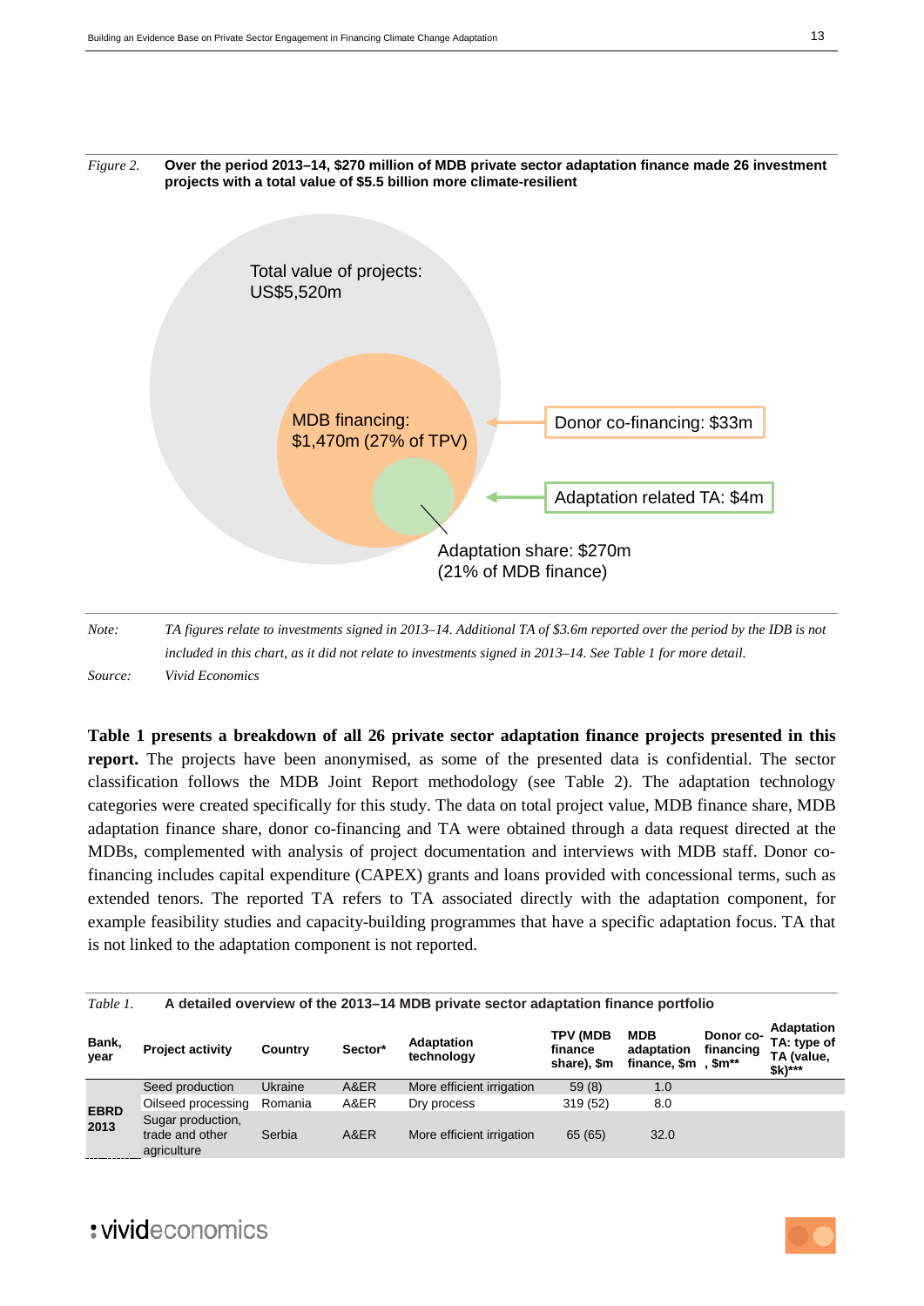*Figure 2.* **Over the period 2013–14, $270 million of MDB private sector adaptation finance made 26 investment projects with a total value of $5.5 billion more climate-resilient**

Total value of projects: US$5,520m

MDB financing: $1,470m (27% of TPV)

Donor co-financing: $33m

Adaptation related TA: $4m

Adaptation share: $270m (21% of MDB finance)

*Note:* *TA figures relate to investments signed in 2013–14. Additional TA of $3.6m reported over the period by the IDB is not included in this chart, as it did not relate to investments signed in 2013–14. See Table 1 for more detail.*

*Source:* *Vivid Economics*

**Table 1 presents a breakdown of all 26 private sector adaptation finance projects presented in this report.** The projects have been anonymised, as some of the presented data is confidential. The sector classification follows the MDB Joint Report methodology (see Table 2). The adaptation technology categories were created specifically for this study. The data on total project value, MDB finance share, MDB adaptation finance share, donor co-financing and TA were obtained through a data request directed at the MDBs, complemented with analysis of project documentation and interviews with MDB staff. Donor co-financing includes capital expenditure (CAPEX) grants and loans provided with concessional terms, such as extended tenors. The reported TA refers to TA associated directly with the adaptation component, for example feasibility studies and capacity-building programmes that have a specific adaptation focus. TA that is not linked to the adaptation component is not reported.

*Table 1.* **A detailed overview of the 2013–14 MDB private sector adaptation finance portfolio**

| Bank, year | Project activity | Country | Sector* | Adaptation technology | TPV (MDB finance share), $m | MDB adaptation finance, $m | Donor co-financing, $m** | Adaptation TA: type of TA (value, $k)*** |
|---|---|---|---|---|---|---|---|---|
| **EBRD 2013** | Seed production | Ukraine | A&ER | More efficient irrigation | 59 (8) | 1.0 | | |
| | Oilseed processing | Romania | A&ER | Dry process | 319 (52) | 8.0 | | |
| | Sugar production, trade and other agriculture | Serbia | A&ER | More efficient irrigation | 65 (65) | 32.0 | | |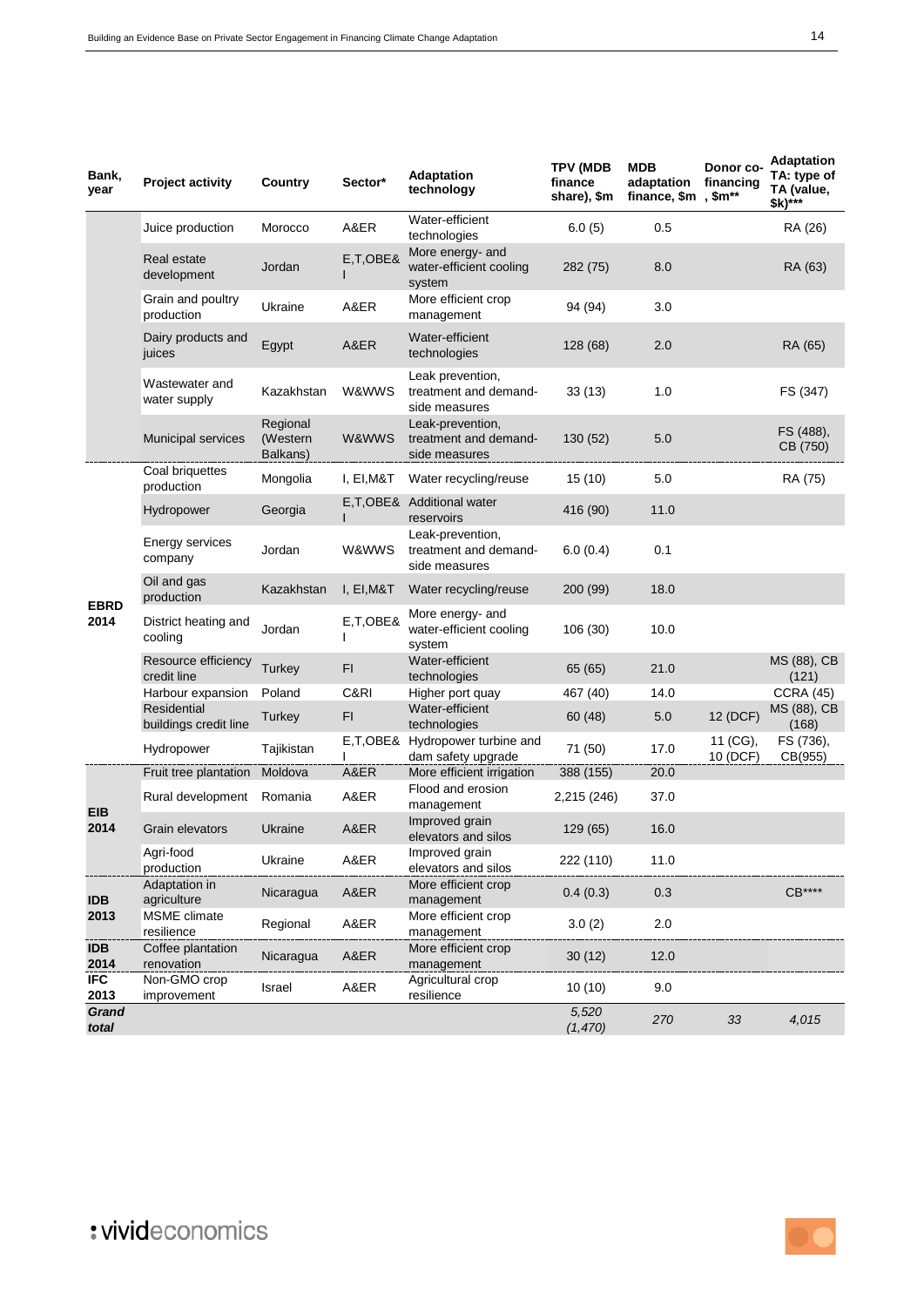| Bank, year | Project activity | Country | Sector* | Adaptation technology | TPV (MDB finance share), $m | MDB adaptation finance, $m | Donor co-financing, $m** | Adaptation TA: type of TA (value, $k)*** |
|---|---|---|---|---|---|---|---|---|
| | Juice production | Morocco | A&ER | Water-efficient technologies | 6.0 (5) | 0.5 | | RA (26) |
| | Real estate development | Jordan | E,T,OBE&I | More energy- and water-efficient cooling system | 282 (75) | 8.0 | | RA (63) |
| | Grain and poultry production | Ukraine | A&ER | More efficient crop management | 94 (94) | 3.0 | | |
| | Dairy products and juices | Egypt | A&ER | Water-efficient technologies | 128 (68) | 2.0 | | RA (65) |
| | Wastewater and water supply | Kazakhstan | W&WWS | Leak prevention, treatment and demand-side measures | 33 (13) | 1.0 | | FS (347) |
| | Municipal services | Regional (Western Balkans) | W&WWS | Leak-prevention, treatment and demand-side measures | 130 (52) | 5.0 | | FS (488), CB (750) |
| EBRD 2014 | Coal briquettes production | Mongolia | I, EI,M&T | Water recycling/reuse | 15 (10) | 5.0 | | RA (75) |
| | Hydropower | Georgia | E,T,OBE&I | Additional water reservoirs | 416 (90) | 11.0 | | |
| | Energy services company | Jordan | W&WWS | Leak-prevention, treatment and demand-side measures | 6.0 (0.4) | 0.1 | | |
| | Oil and gas production | Kazakhstan | I, EI,M&T | Water recycling/reuse | 200 (99) | 18.0 | | |
| | District heating and cooling | Jordan | E,T,OBE&I | More energy- and water-efficient cooling system | 106 (30) | 10.0 | | |
| | Resource efficiency credit line | Turkey | FI | Water-efficient technologies | 65 (65) | 21.0 | | MS (88), CB (121) |
| | Harbour expansion | Poland | C&RI | Higher port quay | 467 (40) | 14.0 | | CCRA (45) |
| | Residential buildings credit line | Turkey | FI | Water-efficient technologies | 60 (48) | 5.0 | 12 (DCF) | MS (88), CB (168) |
| | Hydropower | Tajikistan | E,T,OBE&I | Hydropower turbine and dam safety upgrade | 71 (50) | 17.0 | 11 (CG), 10 (DCF) | FS (736), CB(955) |
| EIB 2014 | Fruit tree plantation | Moldova | A&ER | More efficient irrigation | 388 (155) | 20.0 | | |
| | Rural development | Romania | A&ER | Flood and erosion management | 2,215 (246) | 37.0 | | |
| | Grain elevators | Ukraine | A&ER | Improved grain elevators and silos | 129 (65) | 16.0 | | |
| | Agri-food production | Ukraine | A&ER | Improved grain elevators and silos | 222 (110) | 11.0 | | |
| IDB 2013 | Adaptation in agriculture | Nicaragua | A&ER | More efficient crop management | 0.4 (0.3) | 0.3 | | CB**** |
| | MSME climate resilience | Regional | A&ER | More efficient crop management | 3.0 (2) | 2.0 | | |
| IDB 2014 | Coffee plantation renovation | Nicaragua | A&ER | More efficient crop management | 30 (12) | 12.0 | | |
| IFC 2013 | Non-GMO crop improvement | Israel | A&ER | Agricultural crop resilience | 10 (10) | 9.0 | | |
| ***Grand total*** | | | | | *5,520 (1,470)* | *270* | *33* | *4,015* |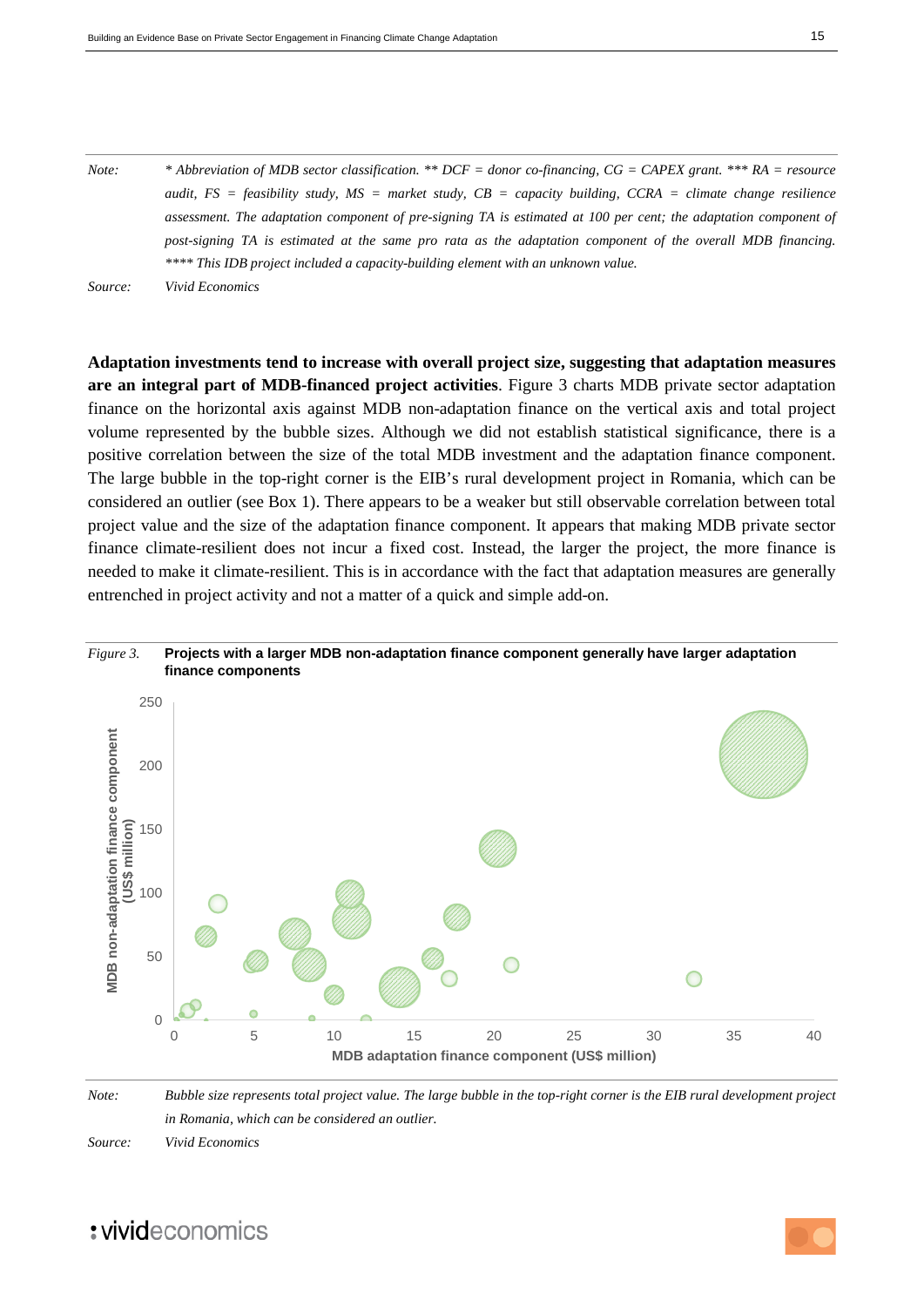*Note:* * *Abbreviation of MDB sector classification.* ** *DCF = donor co-financing, CG = CAPEX grant.* *** *RA = resource audit, FS = feasibility study, MS = market study, CB = capacity building, CCRA = climate change resilience assessment. The adaptation component of pre-signing TA is estimated at 100 per cent; the adaptation component of post-signing TA is estimated at the same pro rata as the adaptation component of the overall MDB financing.* **** *This IDB project included a capacity-building element with an unknown value.*

*Source:* *Vivid Economics*

**Adaptation investments tend to increase with overall project size, suggesting that adaptation measures are an integral part of MDB-financed project activities**. Figure 3 charts MDB private sector adaptation finance on the horizontal axis against MDB non-adaptation finance on the vertical axis and total project volume represented by the bubble sizes. Although we did not establish statistical significance, there is a positive correlation between the size of the total MDB investment and the adaptation finance component. The large bubble in the top-right corner is the EIB's rural development project in Romania, which can be considered an outlier (see Box 1). There appears to be a weaker but still observable correlation between total project value and the size of the adaptation finance component. It appears that making MDB private sector finance climate-resilient does not incur a fixed cost. Instead, the larger the project, the more finance is needed to make it climate-resilient. This is in accordance with the fact that adaptation measures are generally entrenched in project activity and not a matter of a quick and simple add-on.

*Figure 3.* **Projects with a larger MDB non-adaptation finance component generally have larger adaptation finance components**

*Note:* *Bubble size represents total project value. The large bubble in the top-right corner is the EIB rural development project in Romania, which can be considered an outlier.*

*Source:* *Vivid Economics*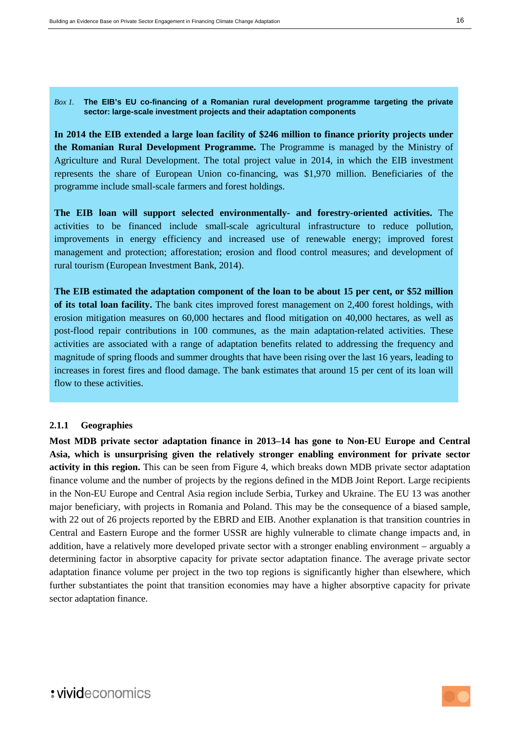*Box 1.* **The EIB's EU co-financing of a Romanian rural development programme targeting the private sector: large-scale investment projects and their adaptation components**

**In 2014 the EIB extended a large loan facility of $246 million to finance priority projects under the Romanian Rural Development Programme.** The Programme is managed by the Ministry of Agriculture and Rural Development. The total project value in 2014, in which the EIB investment represents the share of European Union co-financing, was $1,970 million. Beneficiaries of the programme include small-scale farmers and forest holdings.

**The EIB loan will support selected environmentally- and forestry-oriented activities.** The activities to be financed include small-scale agricultural infrastructure to reduce pollution, improvements in energy efficiency and increased use of renewable energy; improved forest management and protection; afforestation; erosion and flood control measures; and development of rural tourism (European Investment Bank, 2014).

**The EIB estimated the adaptation component of the loan to be about 15 per cent, or $52 million of its total loan facility.** The bank cites improved forest management on 2,400 forest holdings, with erosion mitigation measures on 60,000 hectares and flood mitigation on 40,000 hectares, as well as post-flood repair contributions in 100 communes, as the main adaptation-related activities. These activities are associated with a range of adaptation benefits related to addressing the frequency and magnitude of spring floods and summer droughts that have been rising over the last 16 years, leading to increases in forest fires and flood damage. The bank estimates that around 15 per cent of its loan will flow to these activities.

### 2.1.1 Geographies

**Most MDB private sector adaptation finance in 2013–14 has gone to Non-EU Europe and Central Asia, which is unsurprising given the relatively stronger enabling environment for private sector activity in this region.** This can be seen from Figure 4, which breaks down MDB private sector adaptation finance volume and the number of projects by the regions defined in the MDB Joint Report. Large recipients in the Non-EU Europe and Central Asia region include Serbia, Turkey and Ukraine. The EU 13 was another major beneficiary, with projects in Romania and Poland. This may be the consequence of a biased sample, with 22 out of 26 projects reported by the EBRD and EIB. Another explanation is that transition countries in Central and Eastern Europe and the former USSR are highly vulnerable to climate change impacts and, in addition, have a relatively more developed private sector with a stronger enabling environment – arguably a determining factor in absorptive capacity for private sector adaptation finance. The average private sector adaptation finance volume per project in the two top regions is significantly higher than elsewhere, which further substantiates the point that transition economies may have a higher absorptive capacity for private sector adaptation finance.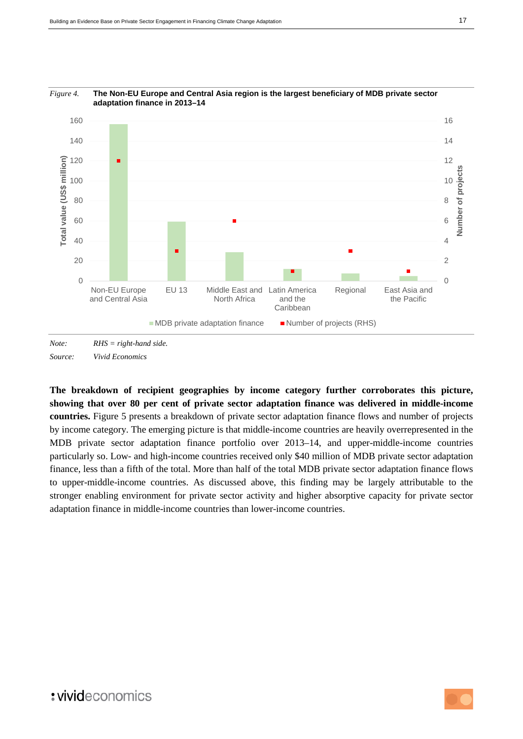*Figure 4.* **The Non-EU Europe and Central Asia region is the largest beneficiary of MDB private sector adaptation finance in 2013–14**

*Note:* *RHS = right-hand side.*

*Source:* *Vivid Economics*

**The breakdown of recipient geographies by income category further corroborates this picture, showing that over 80 per cent of private sector adaptation finance was delivered in middle-income countries.** Figure 5 presents a breakdown of private sector adaptation finance flows and number of projects by income category. The emerging picture is that middle-income countries are heavily overrepresented in the MDB private sector adaptation finance portfolio over 2013–14, and upper-middle-income countries particularly so. Low- and high-income countries received only $40 million of MDB private sector adaptation finance, less than a fifth of the total. More than half of the total MDB private sector adaptation finance flows to upper-middle-income countries. As discussed above, this finding may be largely attributable to the stronger enabling environment for private sector activity and higher absorptive capacity for private sector adaptation finance in middle-income countries than lower-income countries.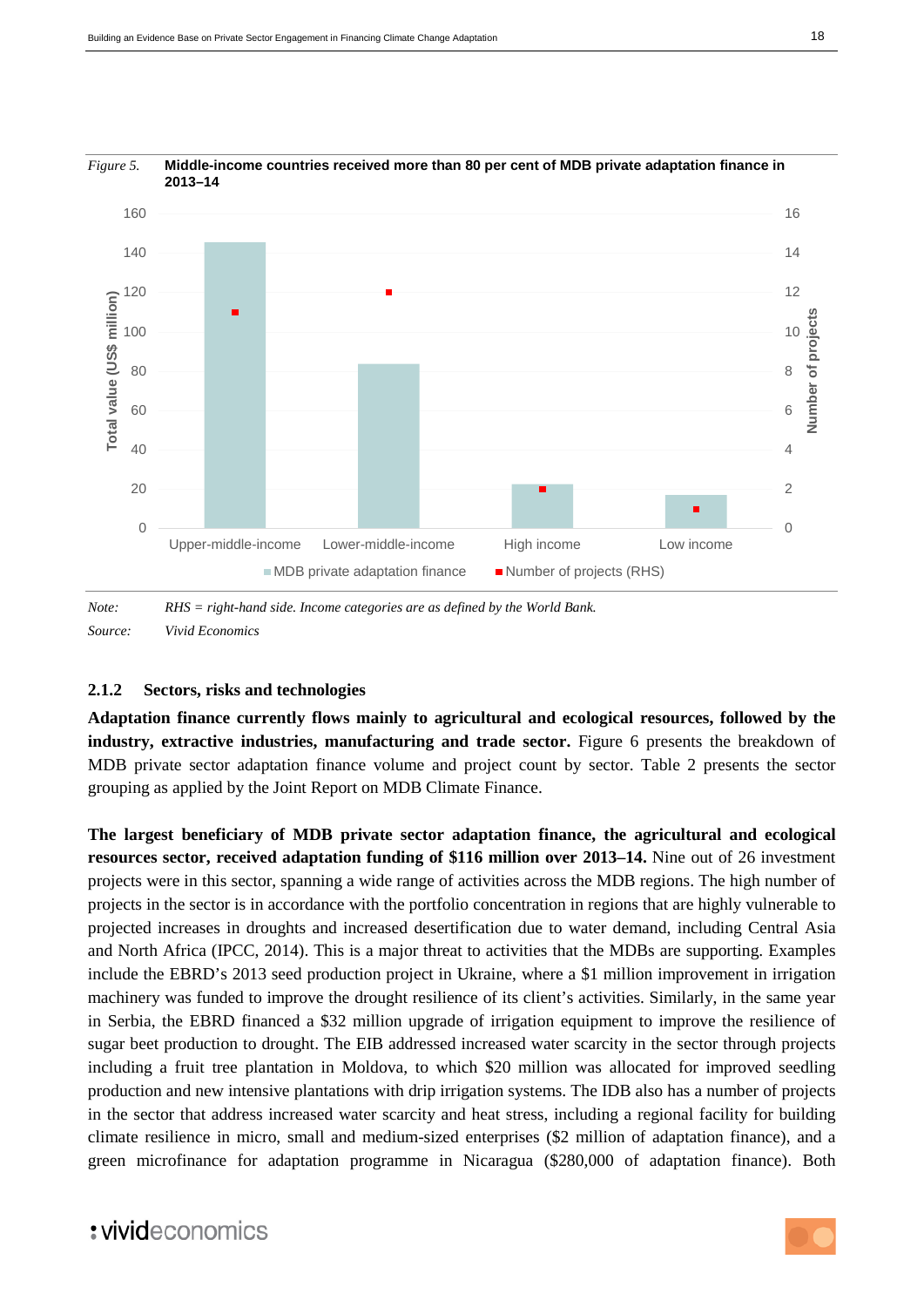*Figure 5.* **Middle-income countries received more than 80 per cent of MDB private adaptation finance in 2013–14**

*Note:* *RHS = right-hand side. Income categories are as defined by the World Bank.*

*Source:* *Vivid Economics*

### 2.1.2 Sectors, risks and technologies

**Adaptation finance currently flows mainly to agricultural and ecological resources, followed by the industry, extractive industries, manufacturing and trade sector.** Figure 6 presents the breakdown of MDB private sector adaptation finance volume and project count by sector. Table 2 presents the sector grouping as applied by the Joint Report on MDB Climate Finance.

**The largest beneficiary of MDB private sector adaptation finance, the agricultural and ecological resources sector, received adaptation funding of $116 million over 2013–14.** Nine out of 26 investment projects were in this sector, spanning a wide range of activities across the MDB regions. The high number of projects in the sector is in accordance with the portfolio concentration in regions that are highly vulnerable to projected increases in droughts and increased desertification due to water demand, including Central Asia and North Africa (IPCC, 2014). This is a major threat to activities that the MDBs are supporting. Examples include the EBRD's 2013 seed production project in Ukraine, where a $1 million improvement in irrigation machinery was funded to improve the drought resilience of its client's activities. Similarly, in the same year in Serbia, the EBRD financed a $32 million upgrade of irrigation equipment to improve the resilience of sugar beet production to drought. The EIB addressed increased water scarcity in the sector through projects including a fruit tree plantation in Moldova, to which $20 million was allocated for improved seedling production and new intensive plantations with drip irrigation systems. The IDB also has a number of projects in the sector that address increased water scarcity and heat stress, including a regional facility for building climate resilience in micro, small and medium-sized enterprises ($2 million of adaptation finance), and a green microfinance for adaptation programme in Nicaragua ($280,000 of adaptation finance). Both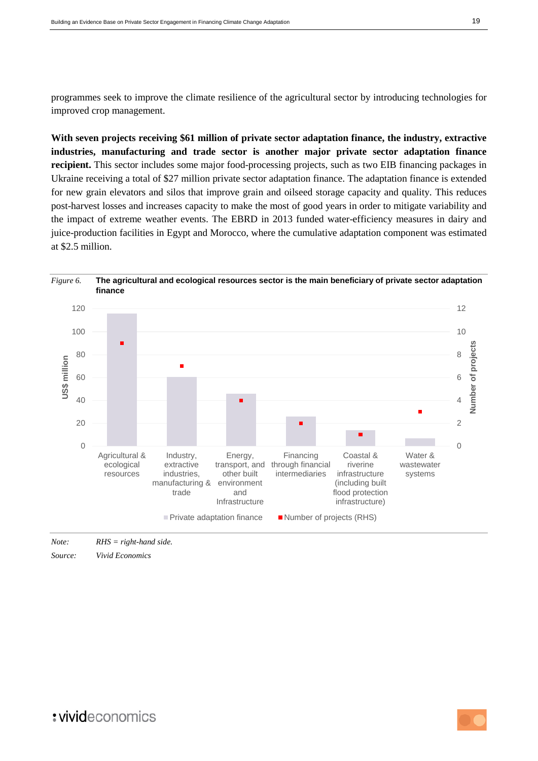programmes seek to improve the climate resilience of the agricultural sector by introducing technologies for improved crop management.

**With seven projects receiving $61 million of private sector adaptation finance, the industry, extractive industries, manufacturing and trade sector is another major private sector adaptation finance recipient.** This sector includes some major food-processing projects, such as two EIB financing packages in Ukraine receiving a total of $27 million private sector adaptation finance. The adaptation finance is extended for new grain elevators and silos that improve grain and oilseed storage capacity and quality. This reduces post-harvest losses and increases capacity to make the most of good years in order to mitigate variability and the impact of extreme weather events. The EBRD in 2013 funded water-efficiency measures in dairy and juice-production facilities in Egypt and Morocco, where the cumulative adaptation component was estimated at $2.5 million.

*Figure 6.* **The agricultural and ecological resources sector is the main beneficiary of private sector adaptation finance**

*Note:* *RHS = right-hand side.*

*Source:* *Vivid Economics*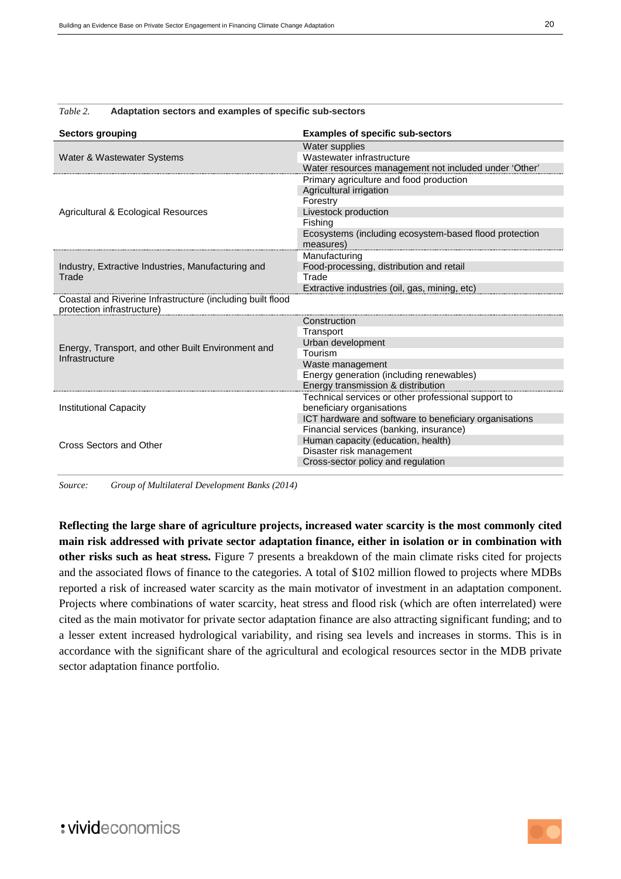*Table 2.* **Adaptation sectors and examples of specific sub-sectors**

| Sectors grouping | Examples of specific sub-sectors |
|---|---|
| Water & Wastewater Systems | Water supplies |
| | Wastewater infrastructure |
| | Water resources management not included under 'Other' |
| Agricultural & Ecological Resources | Primary agriculture and food production |
| | Agricultural irrigation |
| | Forestry |
| | Livestock production |
| | Fishing |
| | Ecosystems (including ecosystem-based flood protection measures) |
| Industry, Extractive Industries, Manufacturing and Trade | Manufacturing |
| | Food-processing, distribution and retail |
| | Trade |
| | Extractive industries (oil, gas, mining, etc) |
| Coastal and Riverine Infrastructure (including built flood protection infrastructure) | |
| Energy, Transport, and other Built Environment and Infrastructure | Construction |
| | Transport |
| | Urban development |
| | Tourism |
| | Waste management |
| | Energy generation (including renewables) |
| | Energy transmission & distribution |
| Institutional Capacity | Technical services or other professional support to beneficiary organisations |
| | ICT hardware and software to beneficiary organisations |
| Cross Sectors and Other | Financial services (banking, insurance) |
| | Human capacity (education, health) |
| | Disaster risk management |
| | Cross-sector policy and regulation |

*Source: Group of Multilateral Development Banks (2014)*

**Reflecting the large share of agriculture projects, increased water scarcity is the most commonly cited main risk addressed with private sector adaptation finance, either in isolation or in combination with other risks such as heat stress.** Figure 7 presents a breakdown of the main climate risks cited for projects and the associated flows of finance to the categories. A total of $102 million flowed to projects where MDBs reported a risk of increased water scarcity as the main motivator of investment in an adaptation component. Projects where combinations of water scarcity, heat stress and flood risk (which are often interrelated) were cited as the main motivator for private sector adaptation finance are also attracting significant funding; and to a lesser extent increased hydrological variability, and rising sea levels and increases in storms. This is in accordance with the significant share of the agricultural and ecological resources sector in the MDB private sector adaptation finance portfolio.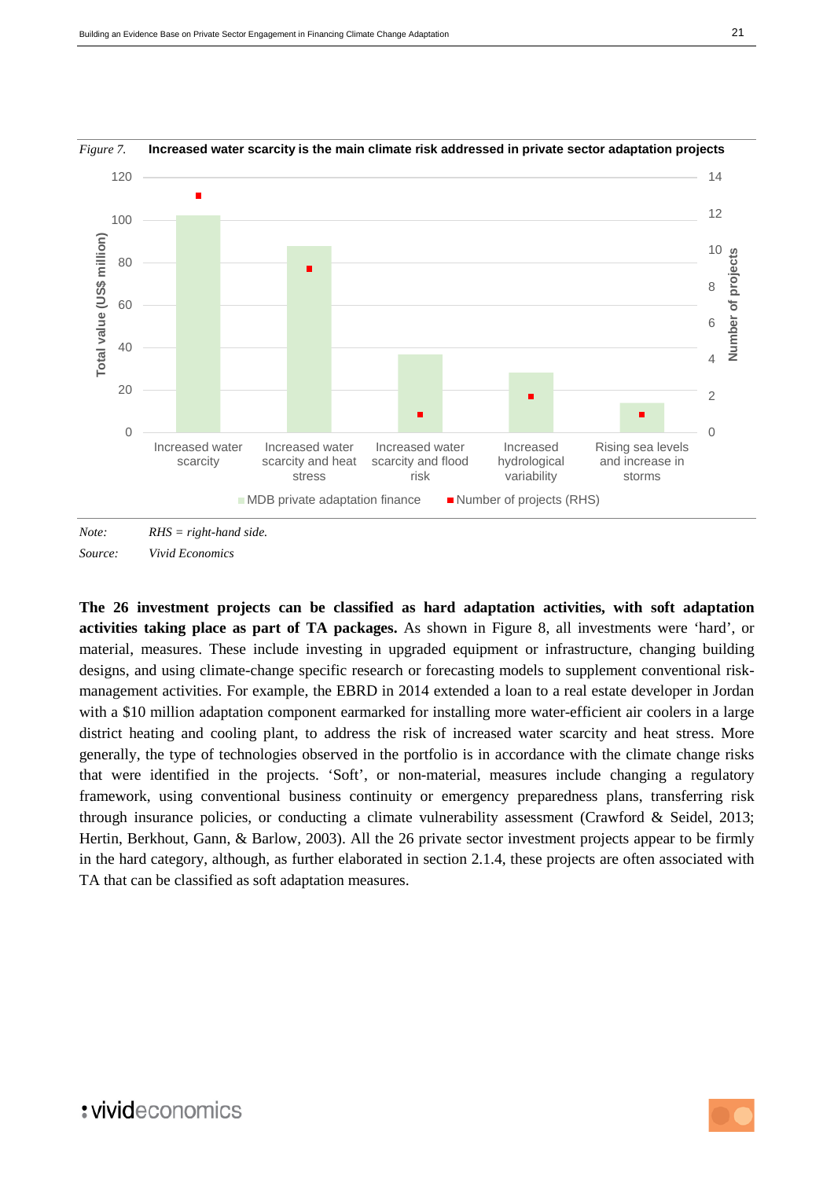*Figure 7.* **Increased water scarcity is the main climate risk addressed in private sector adaptation projects**

| | MDB private adaptation finance (Total value, US$ million) | Number of projects (RHS) |
|---|---|---|
| Increased water scarcity | ~102 | ~13 |
| Increased water scarcity and heat stress | ~88 | ~9 |
| Increased water scarcity and flood risk | ~37 | ~1 |
| Increased hydrological variability | ~28 | ~2 |
| Rising sea levels and increase in storms | ~14 | ~1 |

*Note:* *RHS = right-hand side.*

*Source:* *Vivid Economics*

**The 26 investment projects can be classified as hard adaptation activities, with soft adaptation activities taking place as part of TA packages.** As shown in Figure 8, all investments were 'hard', or material, measures. These include investing in upgraded equipment or infrastructure, changing building designs, and using climate-change specific research or forecasting models to supplement conventional risk-management activities. For example, the EBRD in 2014 extended a loan to a real estate developer in Jordan with a $10 million adaptation component earmarked for installing more water-efficient air coolers in a large district heating and cooling plant, to address the risk of increased water scarcity and heat stress. More generally, the type of technologies observed in the portfolio is in accordance with the climate change risks that were identified in the projects. 'Soft', or non-material, measures include changing a regulatory framework, using conventional business continuity or emergency preparedness plans, transferring risk through insurance policies, or conducting a climate vulnerability assessment (Crawford & Seidel, 2013; Hertin, Berkhout, Gann, & Barlow, 2003). All the 26 private sector investment projects appear to be firmly in the hard category, although, as further elaborated in section 2.1.4, these projects are often associated with TA that can be classified as soft adaptation measures.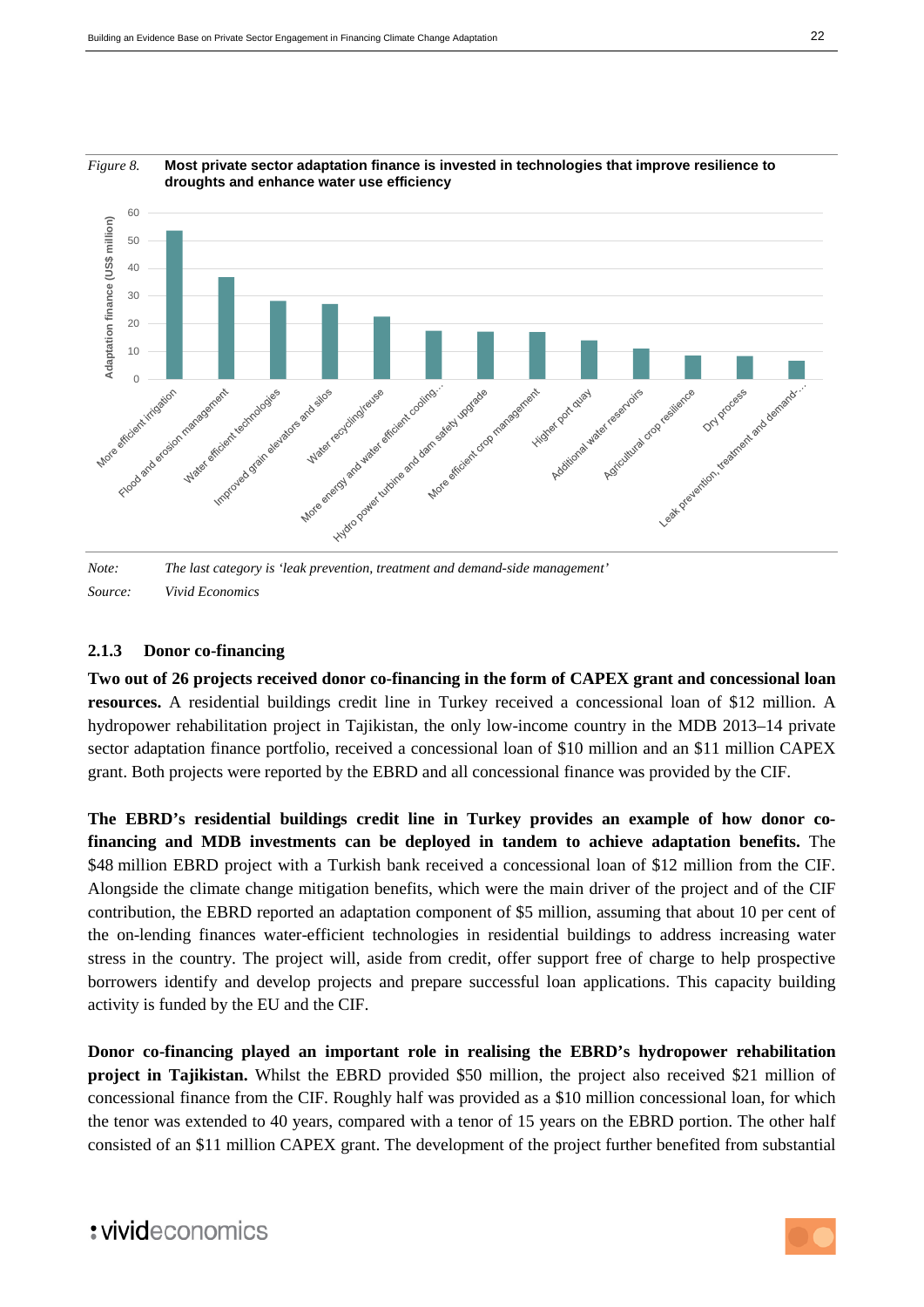*Figure 8.* **Most private sector adaptation finance is invested in technologies that improve resilience to droughts and enhance water use efficiency**

*Note:* *The last category is 'leak prevention, treatment and demand-side management'*

*Source:* *Vivid Economics*

### 2.1.3 Donor co-financing

**Two out of 26 projects received donor co-financing in the form of CAPEX grant and concessional loan resources.** A residential buildings credit line in Turkey received a concessional loan of $12 million. A hydropower rehabilitation project in Tajikistan, the only low-income country in the MDB 2013–14 private sector adaptation finance portfolio, received a concessional loan of $10 million and an $11 million CAPEX grant. Both projects were reported by the EBRD and all concessional finance was provided by the CIF.

**The EBRD's residential buildings credit line in Turkey provides an example of how donor co-financing and MDB investments can be deployed in tandem to achieve adaptation benefits.** The $48 million EBRD project with a Turkish bank received a concessional loan of $12 million from the CIF. Alongside the climate change mitigation benefits, which were the main driver of the project and of the CIF contribution, the EBRD reported an adaptation component of $5 million, assuming that about 10 per cent of the on-lending finances water-efficient technologies in residential buildings to address increasing water stress in the country. The project will, aside from credit, offer support free of charge to help prospective borrowers identify and develop projects and prepare successful loan applications. This capacity building activity is funded by the EU and the CIF.

**Donor co-financing played an important role in realising the EBRD's hydropower rehabilitation project in Tajikistan.** Whilst the EBRD provided $50 million, the project also received $21 million of concessional finance from the CIF. Roughly half was provided as a $10 million concessional loan, for which the tenor was extended to 40 years, compared with a tenor of 15 years on the EBRD portion. The other half consisted of an $11 million CAPEX grant. The development of the project further benefited from substantial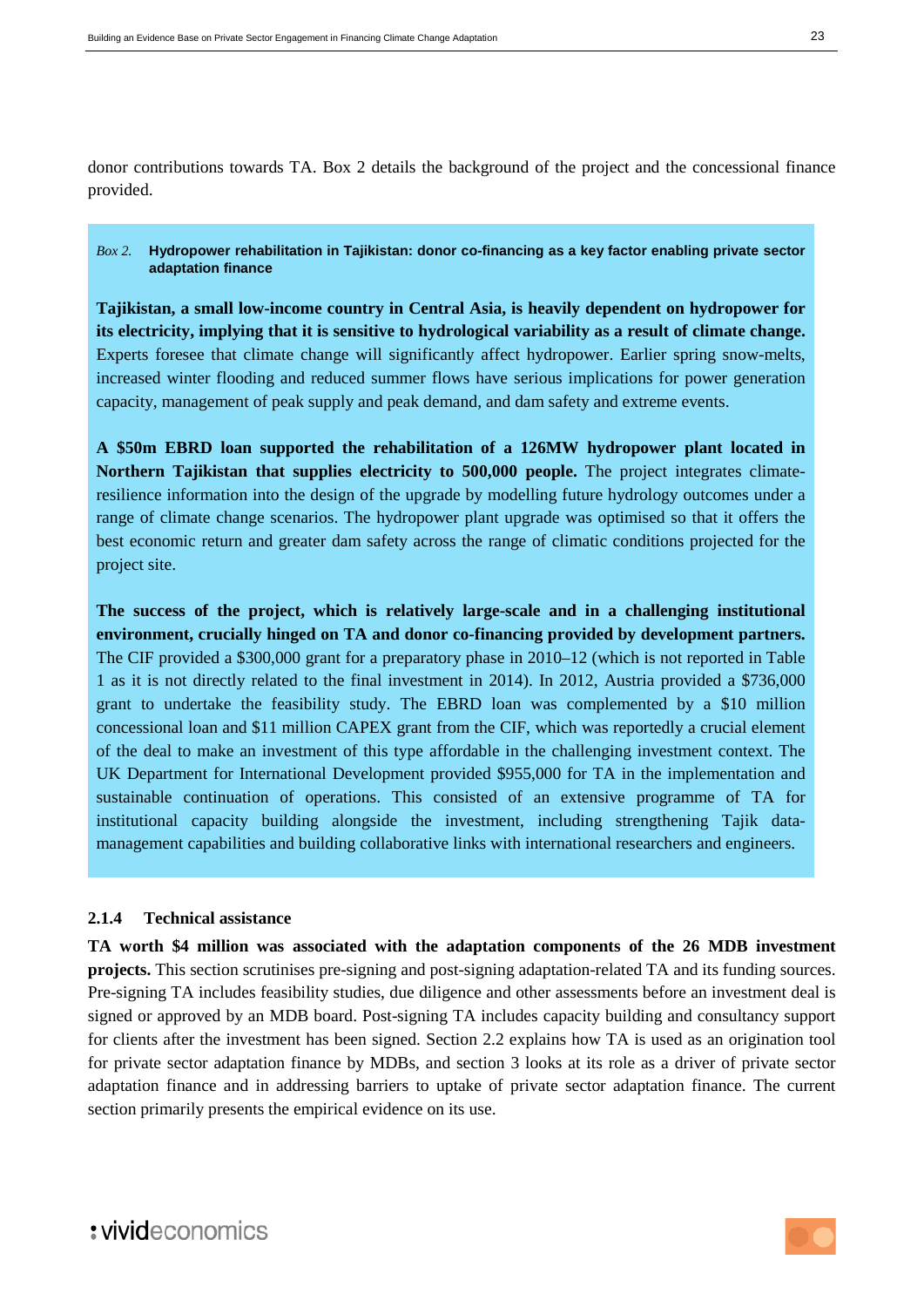donor contributions towards TA. Box 2 details the background of the project and the concessional finance provided.

> *Box 2.* **Hydropower rehabilitation in Tajikistan: donor co-financing as a key factor enabling private sector adaptation finance**
>
> **Tajikistan, a small low-income country in Central Asia, is heavily dependent on hydropower for its electricity, implying that it is sensitive to hydrological variability as a result of climate change.** Experts foresee that climate change will significantly affect hydropower. Earlier spring snow-melts, increased winter flooding and reduced summer flows have serious implications for power generation capacity, management of peak supply and peak demand, and dam safety and extreme events.
>
> **A $50m EBRD loan supported the rehabilitation of a 126MW hydropower plant located in Northern Tajikistan that supplies electricity to 500,000 people.** The project integrates climate-resilience information into the design of the upgrade by modelling future hydrology outcomes under a range of climate change scenarios. The hydropower plant upgrade was optimised so that it offers the best economic return and greater dam safety across the range of climatic conditions projected for the project site.
>
> **The success of the project, which is relatively large-scale and in a challenging institutional environment, crucially hinged on TA and donor co-financing provided by development partners.** The CIF provided a $300,000 grant for a preparatory phase in 2010–12 (which is not reported in Table 1 as it is not directly related to the final investment in 2014). In 2012, Austria provided a $736,000 grant to undertake the feasibility study. The EBRD loan was complemented by a $10 million concessional loan and $11 million CAPEX grant from the CIF, which was reportedly a crucial element of the deal to make an investment of this type affordable in the challenging investment context. The UK Department for International Development provided $955,000 for TA in the implementation and sustainable continuation of operations. This consisted of an extensive programme of TA for institutional capacity building alongside the investment, including strengthening Tajik data-management capabilities and building collaborative links with international researchers and engineers.

### 2.1.4 Technical assistance

**TA worth $4 million was associated with the adaptation components of the 26 MDB investment projects.** This section scrutinises pre-signing and post-signing adaptation-related TA and its funding sources. Pre-signing TA includes feasibility studies, due diligence and other assessments before an investment deal is signed or approved by an MDB board. Post-signing TA includes capacity building and consultancy support for clients after the investment has been signed. Section 2.2 explains how TA is used as an origination tool for private sector adaptation finance by MDBs, and section 3 looks at its role as a driver of private sector adaptation finance and in addressing barriers to uptake of private sector adaptation finance. The current section primarily presents the empirical evidence on its use.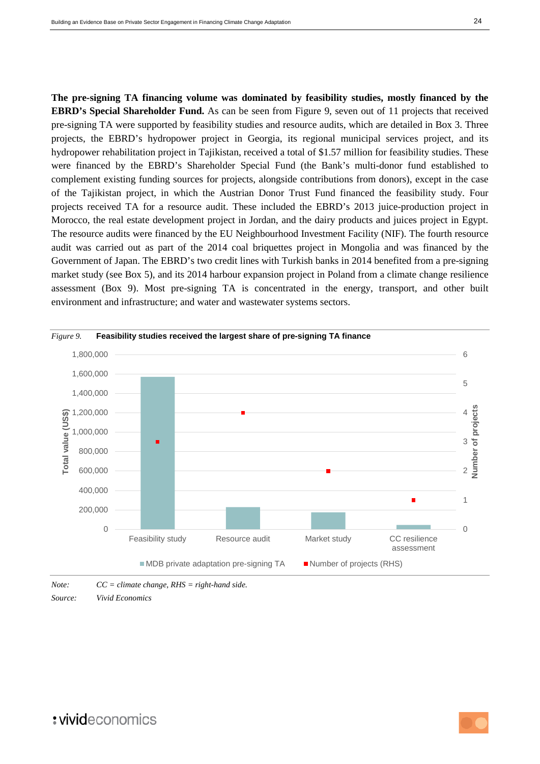**The pre-signing TA financing volume was dominated by feasibility studies, mostly financed by the EBRD's Special Shareholder Fund.** As can be seen from Figure 9, seven out of 11 projects that received pre-signing TA were supported by feasibility studies and resource audits, which are detailed in Box 3. Three projects, the EBRD's hydropower project in Georgia, its regional municipal services project, and its hydropower rehabilitation project in Tajikistan, received a total of $1.57 million for feasibility studies. These were financed by the EBRD's Shareholder Special Fund (the Bank's multi-donor fund established to complement existing funding sources for projects, alongside contributions from donors), except in the case of the Tajikistan project, in which the Austrian Donor Trust Fund financed the feasibility study. Four projects received TA for a resource audit. These included the EBRD's 2013 juice-production project in Morocco, the real estate development project in Jordan, and the dairy products and juices project in Egypt. The resource audits were financed by the EU Neighbourhood Investment Facility (NIF). The fourth resource audit was carried out as part of the 2014 coal briquettes project in Mongolia and was financed by the Government of Japan. The EBRD's two credit lines with Turkish banks in 2014 benefited from a pre-signing market study (see Box 5), and its 2014 harbour expansion project in Poland from a climate change resilience assessment (Box 9). Most pre-signing TA is concentrated in the energy, transport, and other built environment and infrastructure; and water and wastewater systems sectors.

*Figure 9.* **Feasibility studies received the largest share of pre-signing TA finance**

| | Feasibility study | Resource audit | Market study | CC resilience assessment |
|---|---|---|---|---|
| MDB private adaptation pre-signing TA (Total value, US$) | ~1,570,000 | ~230,000 | ~180,000 | ~45,000 |
| Number of projects (RHS) | 3 | 4 | 2 | 1 |

*Note:* *CC = climate change, RHS = right-hand side.*

*Source:* *Vivid Economics*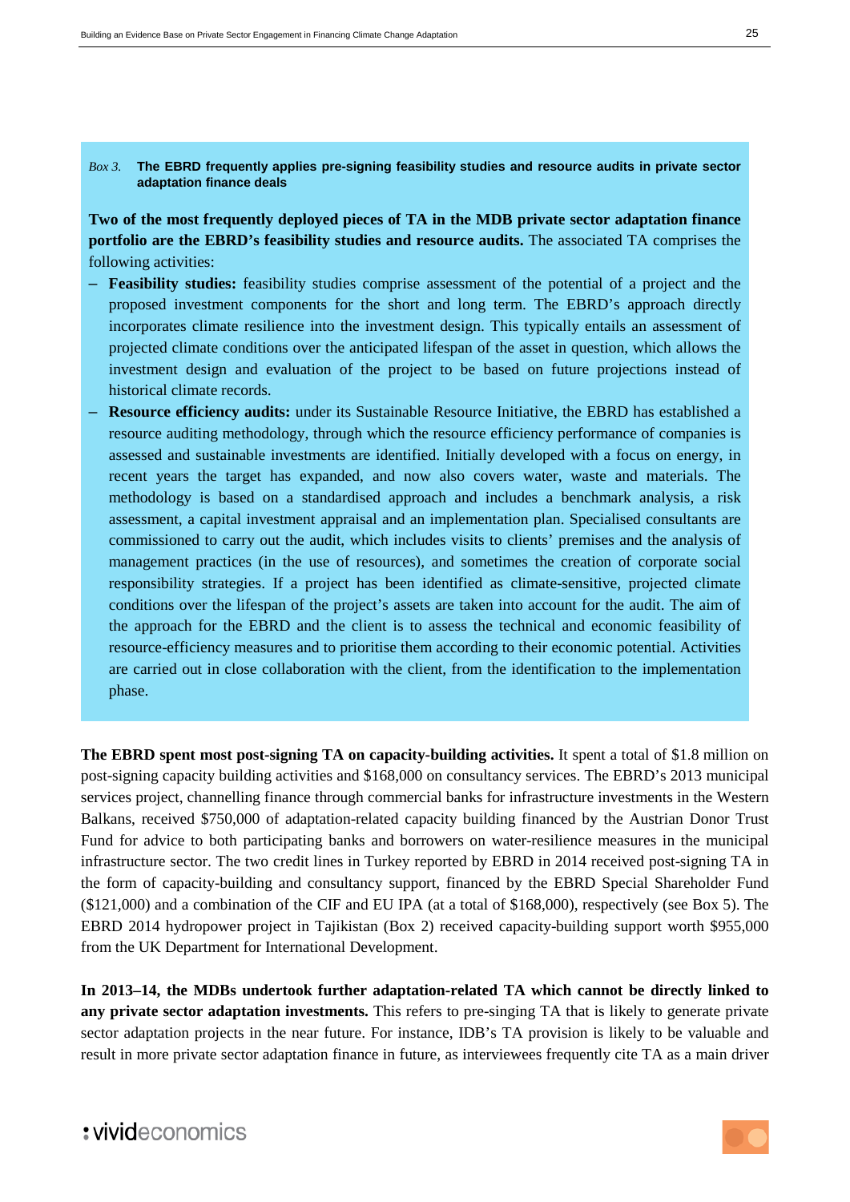*Box 3.* **The EBRD frequently applies pre-signing feasibility studies and resource audits in private sector adaptation finance deals**

**Two of the most frequently deployed pieces of TA in the MDB private sector adaptation finance portfolio are the EBRD's feasibility studies and resource audits.** The associated TA comprises the following activities:

- **Feasibility studies:** feasibility studies comprise assessment of the potential of a project and the proposed investment components for the short and long term. The EBRD's approach directly incorporates climate resilience into the investment design. This typically entails an assessment of projected climate conditions over the anticipated lifespan of the asset in question, which allows the investment design and evaluation of the project to be based on future projections instead of historical climate records.
- **Resource efficiency audits:** under its Sustainable Resource Initiative, the EBRD has established a resource auditing methodology, through which the resource efficiency performance of companies is assessed and sustainable investments are identified. Initially developed with a focus on energy, in recent years the target has expanded, and now also covers water, waste and materials. The methodology is based on a standardised approach and includes a benchmark analysis, a risk assessment, a capital investment appraisal and an implementation plan. Specialised consultants are commissioned to carry out the audit, which includes visits to clients' premises and the analysis of management practices (in the use of resources), and sometimes the creation of corporate social responsibility strategies. If a project has been identified as climate-sensitive, projected climate conditions over the lifespan of the project's assets are taken into account for the audit. The aim of the approach for the EBRD and the client is to assess the technical and economic feasibility of resource-efficiency measures and to prioritise them according to their economic potential. Activities are carried out in close collaboration with the client, from the identification to the implementation phase.

**The EBRD spent most post-signing TA on capacity-building activities.** It spent a total of $1.8 million on post-signing capacity building activities and $168,000 on consultancy services. The EBRD's 2013 municipal services project, channelling finance through commercial banks for infrastructure investments in the Western Balkans, received $750,000 of adaptation-related capacity building financed by the Austrian Donor Trust Fund for advice to both participating banks and borrowers on water-resilience measures in the municipal infrastructure sector. The two credit lines in Turkey reported by EBRD in 2014 received post-signing TA in the form of capacity-building and consultancy support, financed by the EBRD Special Shareholder Fund ($121,000) and a combination of the CIF and EU IPA (at a total of $168,000), respectively (see Box 5). The EBRD 2014 hydropower project in Tajikistan (Box 2) received capacity-building support worth $955,000 from the UK Department for International Development.

**In 2013–14, the MDBs undertook further adaptation-related TA which cannot be directly linked to any private sector adaptation investments.** This refers to pre-singing TA that is likely to generate private sector adaptation projects in the near future. For instance, IDB's TA provision is likely to be valuable and result in more private sector adaptation finance in future, as interviewees frequently cite TA as a main driver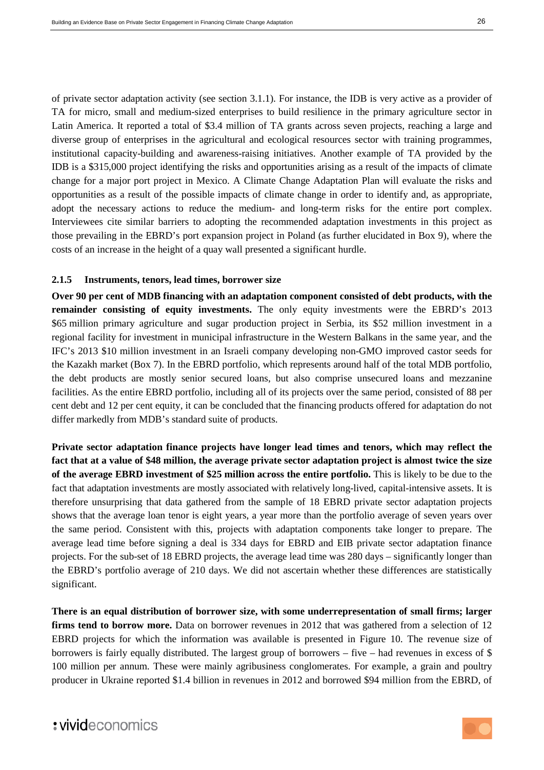of private sector adaptation activity (see section 3.1.1). For instance, the IDB is very active as a provider of TA for micro, small and medium-sized enterprises to build resilience in the primary agriculture sector in Latin America. It reported a total of $3.4 million of TA grants across seven projects, reaching a large and diverse group of enterprises in the agricultural and ecological resources sector with training programmes, institutional capacity-building and awareness-raising initiatives. Another example of TA provided by the IDB is a $315,000 project identifying the risks and opportunities arising as a result of the impacts of climate change for a major port project in Mexico. A Climate Change Adaptation Plan will evaluate the risks and opportunities as a result of the possible impacts of climate change in order to identify and, as appropriate, adopt the necessary actions to reduce the medium- and long-term risks for the entire port complex. Interviewees cite similar barriers to adopting the recommended adaptation investments in this project as those prevailing in the EBRD's port expansion project in Poland (as further elucidated in Box 9), where the costs of an increase in the height of a quay wall presented a significant hurdle.

### 2.1.5 Instruments, tenors, lead times, borrower size

**Over 90 per cent of MDB financing with an adaptation component consisted of debt products, with the remainder consisting of equity investments.** The only equity investments were the EBRD's 2013 $65 million primary agriculture and sugar production project in Serbia, its $52 million investment in a regional facility for investment in municipal infrastructure in the Western Balkans in the same year, and the IFC's 2013 $10 million investment in an Israeli company developing non-GMO improved castor seeds for the Kazakh market (Box 7). In the EBRD portfolio, which represents around half of the total MDB portfolio, the debt products are mostly senior secured loans, but also comprise unsecured loans and mezzanine facilities. As the entire EBRD portfolio, including all of its projects over the same period, consisted of 88 per cent debt and 12 per cent equity, it can be concluded that the financing products offered for adaptation do not differ markedly from MDB's standard suite of products.

**Private sector adaptation finance projects have longer lead times and tenors, which may reflect the fact that at a value of $48 million, the average private sector adaptation project is almost twice the size of the average EBRD investment of $25 million across the entire portfolio.** This is likely to be due to the fact that adaptation investments are mostly associated with relatively long-lived, capital-intensive assets. It is therefore unsurprising that data gathered from the sample of 18 EBRD private sector adaptation projects shows that the average loan tenor is eight years, a year more than the portfolio average of seven years over the same period. Consistent with this, projects with adaptation components take longer to prepare. The average lead time before signing a deal is 334 days for EBRD and EIB private sector adaptation finance projects. For the sub-set of 18 EBRD projects, the average lead time was 280 days – significantly longer than the EBRD's portfolio average of 210 days. We did not ascertain whether these differences are statistically significant.

**There is an equal distribution of borrower size, with some underrepresentation of small firms; larger firms tend to borrow more.** Data on borrower revenues in 2012 that was gathered from a selection of 12 EBRD projects for which the information was available is presented in Figure 10. The revenue size of borrowers is fairly equally distributed. The largest group of borrowers – five – had revenues in excess of $ 100 million per annum. These were mainly agribusiness conglomerates. For example, a grain and poultry producer in Ukraine reported $1.4 billion in revenues in 2012 and borrowed $94 million from the EBRD, of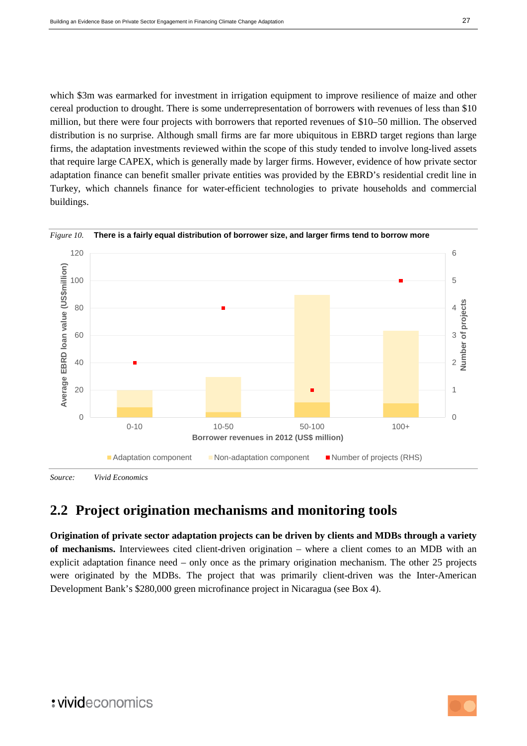which $3m was earmarked for investment in irrigation equipment to improve resilience of maize and other cereal production to drought. There is some underrepresentation of borrowers with revenues of less than $10 million, but there were four projects with borrowers that reported revenues of $10–50 million. The observed distribution is no surprise. Although small firms are far more ubiquitous in EBRD target regions than large firms, the adaptation investments reviewed within the scope of this study tended to involve long-lived assets that require large CAPEX, which is generally made by larger firms. However, evidence of how private sector adaptation finance can benefit smaller private entities was provided by the EBRD's residential credit line in Turkey, which channels finance for water-efficient technologies to private households and commercial buildings.

*Figure 10.* **There is a fairly equal distribution of borrower size, and larger firms tend to borrow more**

*Source:* *Vivid Economics*

## 2.2 Project origination mechanisms and monitoring tools

**Origination of private sector adaptation projects can be driven by clients and MDBs through a variety of mechanisms.** Interviewees cited client-driven origination – where a client comes to an MDB with an explicit adaptation finance need – only once as the primary origination mechanism. The other 25 projects were originated by the MDBs. The project that was primarily client-driven was the Inter-American Development Bank's $280,000 green microfinance project in Nicaragua (see Box 4).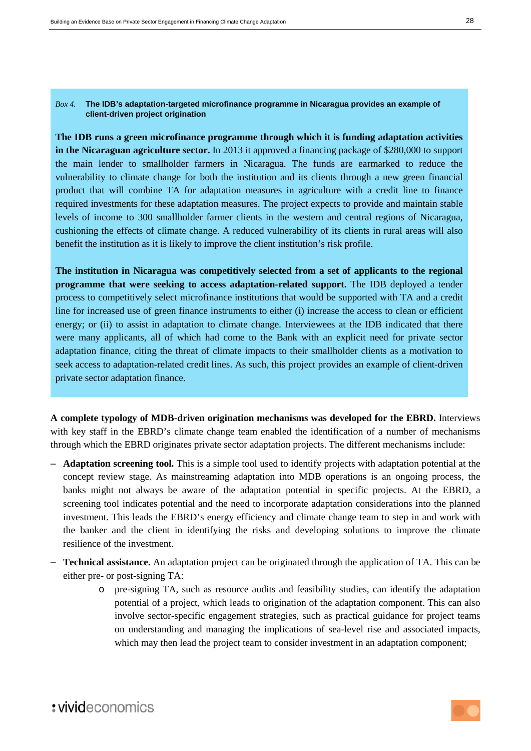*Box 4.* **The IDB's adaptation-targeted microfinance programme in Nicaragua provides an example of client-driven project origination**

**The IDB runs a green microfinance programme through which it is funding adaptation activities in the Nicaraguan agriculture sector.** In 2013 it approved a financing package of $280,000 to support the main lender to smallholder farmers in Nicaragua. The funds are earmarked to reduce the vulnerability to climate change for both the institution and its clients through a new green financial product that will combine TA for adaptation measures in agriculture with a credit line to finance required investments for these adaptation measures. The project expects to provide and maintain stable levels of income to 300 smallholder farmer clients in the western and central regions of Nicaragua, cushioning the effects of climate change. A reduced vulnerability of its clients in rural areas will also benefit the institution as it is likely to improve the client institution's risk profile.

**The institution in Nicaragua was competitively selected from a set of applicants to the regional programme that were seeking to access adaptation-related support.** The IDB deployed a tender process to competitively select microfinance institutions that would be supported with TA and a credit line for increased use of green finance instruments to either (i) increase the access to clean or efficient energy; or (ii) to assist in adaptation to climate change. Interviewees at the IDB indicated that there were many applicants, all of which had come to the Bank with an explicit need for private sector adaptation finance, citing the threat of climate impacts to their smallholder clients as a motivation to seek access to adaptation-related credit lines. As such, this project provides an example of client-driven private sector adaptation finance.

**A complete typology of MDB-driven origination mechanisms was developed for the EBRD.** Interviews with key staff in the EBRD's climate change team enabled the identification of a number of mechanisms through which the EBRD originates private sector adaptation projects. The different mechanisms include:

- **Adaptation screening tool.** This is a simple tool used to identify projects with adaptation potential at the concept review stage. As mainstreaming adaptation into MDB operations is an ongoing process, the banks might not always be aware of the adaptation potential in specific projects. At the EBRD, a screening tool indicates potential and the need to incorporate adaptation considerations into the planned investment. This leads the EBRD's energy efficiency and climate change team to step in and work with the banker and the client in identifying the risks and developing solutions to improve the climate resilience of the investment.
- **Technical assistance.** An adaptation project can be originated through the application of TA. This can be either pre- or post-signing TA:
  - pre-signing TA, such as resource audits and feasibility studies, can identify the adaptation potential of a project, which leads to origination of the adaptation component. This can also involve sector-specific engagement strategies, such as practical guidance for project teams on understanding and managing the implications of sea-level rise and associated impacts, which may then lead the project team to consider investment in an adaptation component;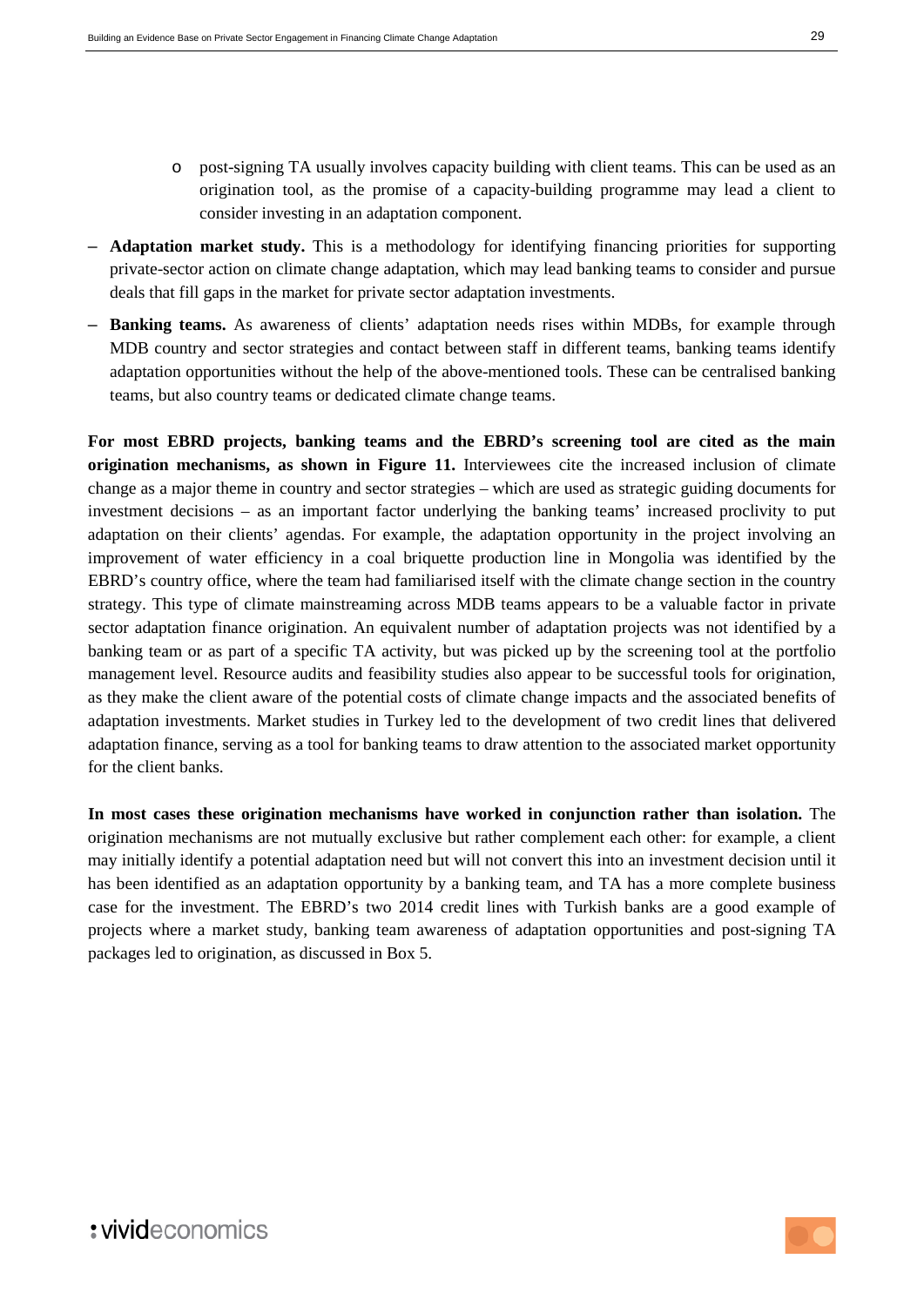- post-signing TA usually involves capacity building with client teams. This can be used as an origination tool, as the promise of a capacity-building programme may lead a client to consider investing in an adaptation component.

- **Adaptation market study.** This is a methodology for identifying financing priorities for supporting private-sector action on climate change adaptation, which may lead banking teams to consider and pursue deals that fill gaps in the market for private sector adaptation investments.
- **Banking teams.** As awareness of clients' adaptation needs rises within MDBs, for example through MDB country and sector strategies and contact between staff in different teams, banking teams identify adaptation opportunities without the help of the above-mentioned tools. These can be centralised banking teams, but also country teams or dedicated climate change teams.

**For most EBRD projects, banking teams and the EBRD's screening tool are cited as the main origination mechanisms, as shown in Figure 11.** Interviewees cite the increased inclusion of climate change as a major theme in country and sector strategies – which are used as strategic guiding documents for investment decisions – as an important factor underlying the banking teams' increased proclivity to put adaptation on their clients' agendas. For example, the adaptation opportunity in the project involving an improvement of water efficiency in a coal briquette production line in Mongolia was identified by the EBRD's country office, where the team had familiarised itself with the climate change section in the country strategy. This type of climate mainstreaming across MDB teams appears to be a valuable factor in private sector adaptation finance origination. An equivalent number of adaptation projects was not identified by a banking team or as part of a specific TA activity, but was picked up by the screening tool at the portfolio management level. Resource audits and feasibility studies also appear to be successful tools for origination, as they make the client aware of the potential costs of climate change impacts and the associated benefits of adaptation investments. Market studies in Turkey led to the development of two credit lines that delivered adaptation finance, serving as a tool for banking teams to draw attention to the associated market opportunity for the client banks.

**In most cases these origination mechanisms have worked in conjunction rather than isolation.** The origination mechanisms are not mutually exclusive but rather complement each other: for example, a client may initially identify a potential adaptation need but will not convert this into an investment decision until it has been identified as an adaptation opportunity by a banking team, and TA has a more complete business case for the investment. The EBRD's two 2014 credit lines with Turkish banks are a good example of projects where a market study, banking team awareness of adaptation opportunities and post-signing TA packages led to origination, as discussed in Box 5.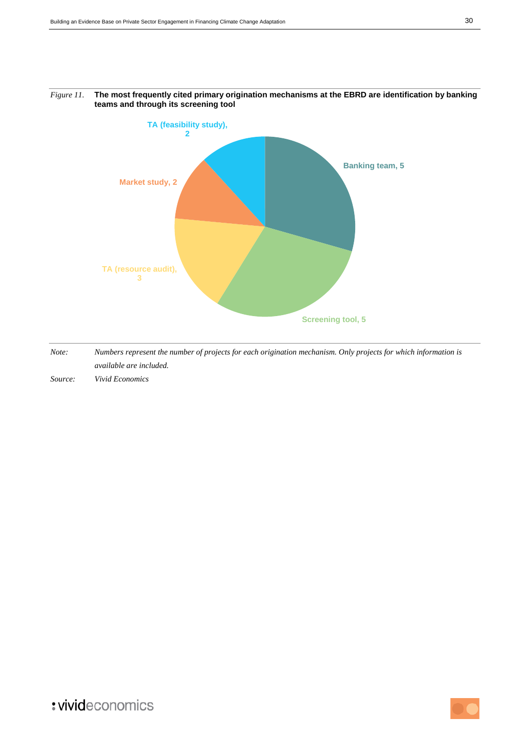*Figure 11.* **The most frequently cited primary origination mechanisms at the EBRD are identification by banking teams and through its screening tool**

TA (feasibility study), 2

Banking team, 5

Market study, 2

TA (resource audit), 3

Screening tool, 5

*Note:* *Numbers represent the number of projects for each origination mechanism. Only projects for which information is available are included.*

*Source:* *Vivid Economics*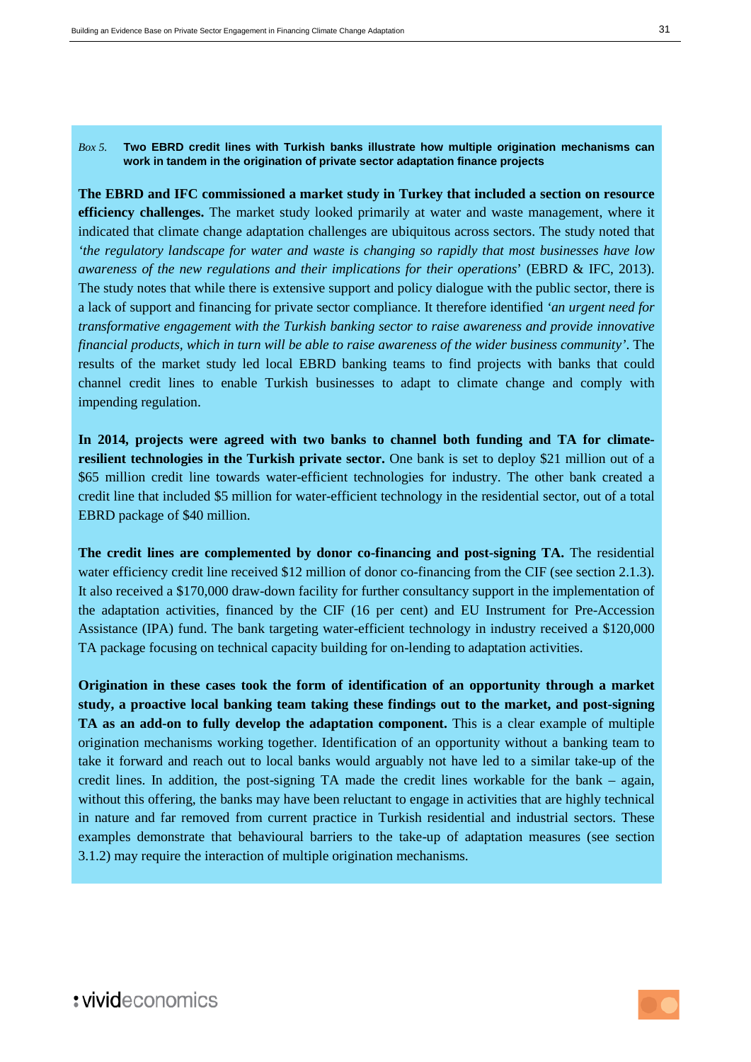*Box 5.* **Two EBRD credit lines with Turkish banks illustrate how multiple origination mechanisms can work in tandem in the origination of private sector adaptation finance projects**

**The EBRD and IFC commissioned a market study in Turkey that included a section on resource efficiency challenges.** The market study looked primarily at water and waste management, where it indicated that climate change adaptation challenges are ubiquitous across sectors. The study noted that *'the regulatory landscape for water and waste is changing so rapidly that most businesses have low awareness of the new regulations and their implications for their operations'* (EBRD & IFC, 2013). The study notes that while there is extensive support and policy dialogue with the public sector, there is a lack of support and financing for private sector compliance. It therefore identified *'an urgent need for transformative engagement with the Turkish banking sector to raise awareness and provide innovative financial products, which in turn will be able to raise awareness of the wider business community'*. The results of the market study led local EBRD banking teams to find projects with banks that could channel credit lines to enable Turkish businesses to adapt to climate change and comply with impending regulation.

**In 2014, projects were agreed with two banks to channel both funding and TA for climate-resilient technologies in the Turkish private sector.** One bank is set to deploy $21 million out of a $65 million credit line towards water-efficient technologies for industry. The other bank created a credit line that included $5 million for water-efficient technology in the residential sector, out of a total EBRD package of $40 million.

**The credit lines are complemented by donor co-financing and post-signing TA.** The residential water efficiency credit line received $12 million of donor co-financing from the CIF (see section 2.1.3). It also received a $170,000 draw-down facility for further consultancy support in the implementation of the adaptation activities, financed by the CIF (16 per cent) and EU Instrument for Pre-Accession Assistance (IPA) fund. The bank targeting water-efficient technology in industry received a $120,000 TA package focusing on technical capacity building for on-lending to adaptation activities.

**Origination in these cases took the form of identification of an opportunity through a market study, a proactive local banking team taking these findings out to the market, and post-signing TA as an add-on to fully develop the adaptation component.** This is a clear example of multiple origination mechanisms working together. Identification of an opportunity without a banking team to take it forward and reach out to local banks would arguably not have led to a similar take-up of the credit lines. In addition, the post-signing TA made the credit lines workable for the bank – again, without this offering, the banks may have been reluctant to engage in activities that are highly technical in nature and far removed from current practice in Turkish residential and industrial sectors. These examples demonstrate that behavioural barriers to the take-up of adaptation measures (see section 3.1.2) may require the interaction of multiple origination mechanisms.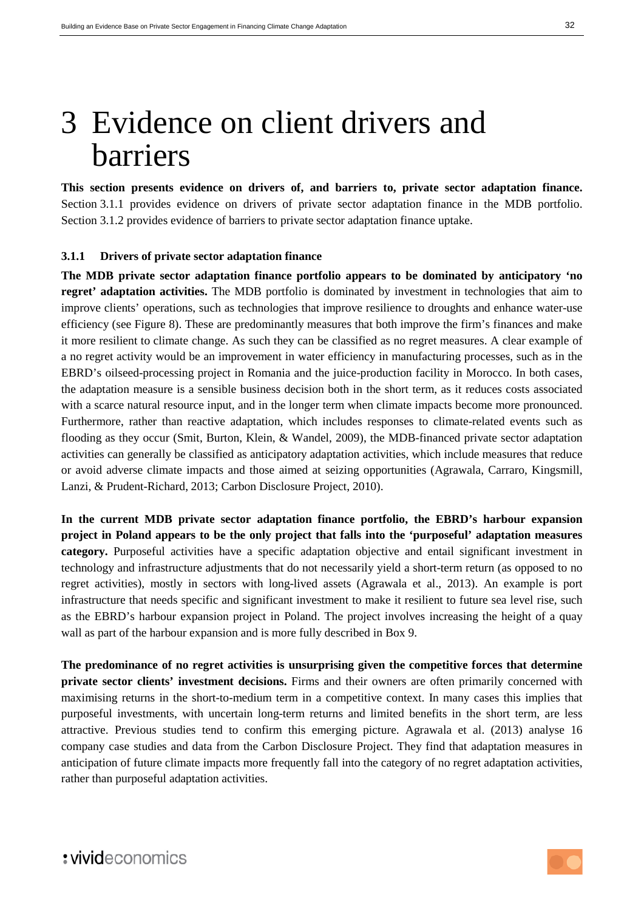# 3 Evidence on client drivers and barriers

**This section presents evidence on drivers of, and barriers to, private sector adaptation finance.** Section 3.1.1 provides evidence on drivers of private sector adaptation finance in the MDB portfolio. Section 3.1.2 provides evidence of barriers to private sector adaptation finance uptake.

### 3.1.1 Drivers of private sector adaptation finance

**The MDB private sector adaptation finance portfolio appears to be dominated by anticipatory 'no regret' adaptation activities.** The MDB portfolio is dominated by investment in technologies that aim to improve clients' operations, such as technologies that improve resilience to droughts and enhance water-use efficiency (see Figure 8). These are predominantly measures that both improve the firm's finances and make it more resilient to climate change. As such they can be classified as no regret measures. A clear example of a no regret activity would be an improvement in water efficiency in manufacturing processes, such as in the EBRD's oilseed-processing project in Romania and the juice-production facility in Morocco. In both cases, the adaptation measure is a sensible business decision both in the short term, as it reduces costs associated with a scarce natural resource input, and in the longer term when climate impacts become more pronounced. Furthermore, rather than reactive adaptation, which includes responses to climate-related events such as flooding as they occur (Smit, Burton, Klein, & Wandel, 2009), the MDB-financed private sector adaptation activities can generally be classified as anticipatory adaptation activities, which include measures that reduce or avoid adverse climate impacts and those aimed at seizing opportunities (Agrawala, Carraro, Kingsmill, Lanzi, & Prudent-Richard, 2013; Carbon Disclosure Project, 2010).

**In the current MDB private sector adaptation finance portfolio, the EBRD's harbour expansion project in Poland appears to be the only project that falls into the 'purposeful' adaptation measures category.** Purposeful activities have a specific adaptation objective and entail significant investment in technology and infrastructure adjustments that do not necessarily yield a short-term return (as opposed to no regret activities), mostly in sectors with long-lived assets (Agrawala et al., 2013). An example is port infrastructure that needs specific and significant investment to make it resilient to future sea level rise, such as the EBRD's harbour expansion project in Poland. The project involves increasing the height of a quay wall as part of the harbour expansion and is more fully described in Box 9.

**The predominance of no regret activities is unsurprising given the competitive forces that determine private sector clients' investment decisions.** Firms and their owners are often primarily concerned with maximising returns in the short-to-medium term in a competitive context. In many cases this implies that purposeful investments, with uncertain long-term returns and limited benefits in the short term, are less attractive. Previous studies tend to confirm this emerging picture. Agrawala et al. (2013) analyse 16 company case studies and data from the Carbon Disclosure Project. They find that adaptation measures in anticipation of future climate impacts more frequently fall into the category of no regret adaptation activities, rather than purposeful adaptation activities.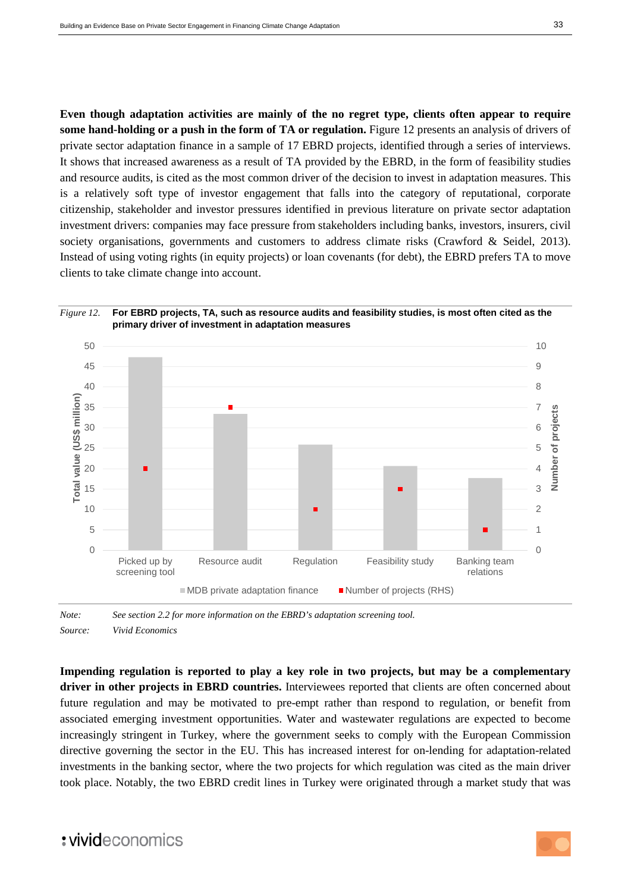**Even though adaptation activities are mainly of the no regret type, clients often appear to require some hand-holding or a push in the form of TA or regulation.** Figure 12 presents an analysis of drivers of private sector adaptation finance in a sample of 17 EBRD projects, identified through a series of interviews. It shows that increased awareness as a result of TA provided by the EBRD, in the form of feasibility studies and resource audits, is cited as the most common driver of the decision to invest in adaptation measures. This is a relatively soft type of investor engagement that falls into the category of reputational, corporate citizenship, stakeholder and investor pressures identified in previous literature on private sector adaptation investment drivers: companies may face pressure from stakeholders including banks, investors, insurers, civil society organisations, governments and customers to address climate risks (Crawford & Seidel, 2013). Instead of using voting rights (in equity projects) or loan covenants (for debt), the EBRD prefers TA to move clients to take climate change into account.

*Figure 12.* **For EBRD projects, TA, such as resource audits and feasibility studies, is most often cited as the primary driver of investment in adaptation measures**

| Driver | MDB private adaptation finance – Total value (US$ million) | Number of projects (RHS) |
|---|---|---|
| Picked up by screening tool | ~47 | 4 |
| Resource audit | ~33 | 7 |
| Regulation | ~26 | 2 |
| Feasibility study | ~20 | 3 |
| Banking team relations | ~17 | 1 |

*Note:* *See section 2.2 for more information on the EBRD's adaptation screening tool.*

*Source:* *Vivid Economics*

**Impending regulation is reported to play a key role in two projects, but may be a complementary driver in other projects in EBRD countries.** Interviewees reported that clients are often concerned about future regulation and may be motivated to pre-empt rather than respond to regulation, or benefit from associated emerging investment opportunities. Water and wastewater regulations are expected to become increasingly stringent in Turkey, where the government seeks to comply with the European Commission directive governing the sector in the EU. This has increased interest for on-lending for adaptation-related investments in the banking sector, where the two projects for which regulation was cited as the main driver took place. Notably, the two EBRD credit lines in Turkey were originated through a market study that was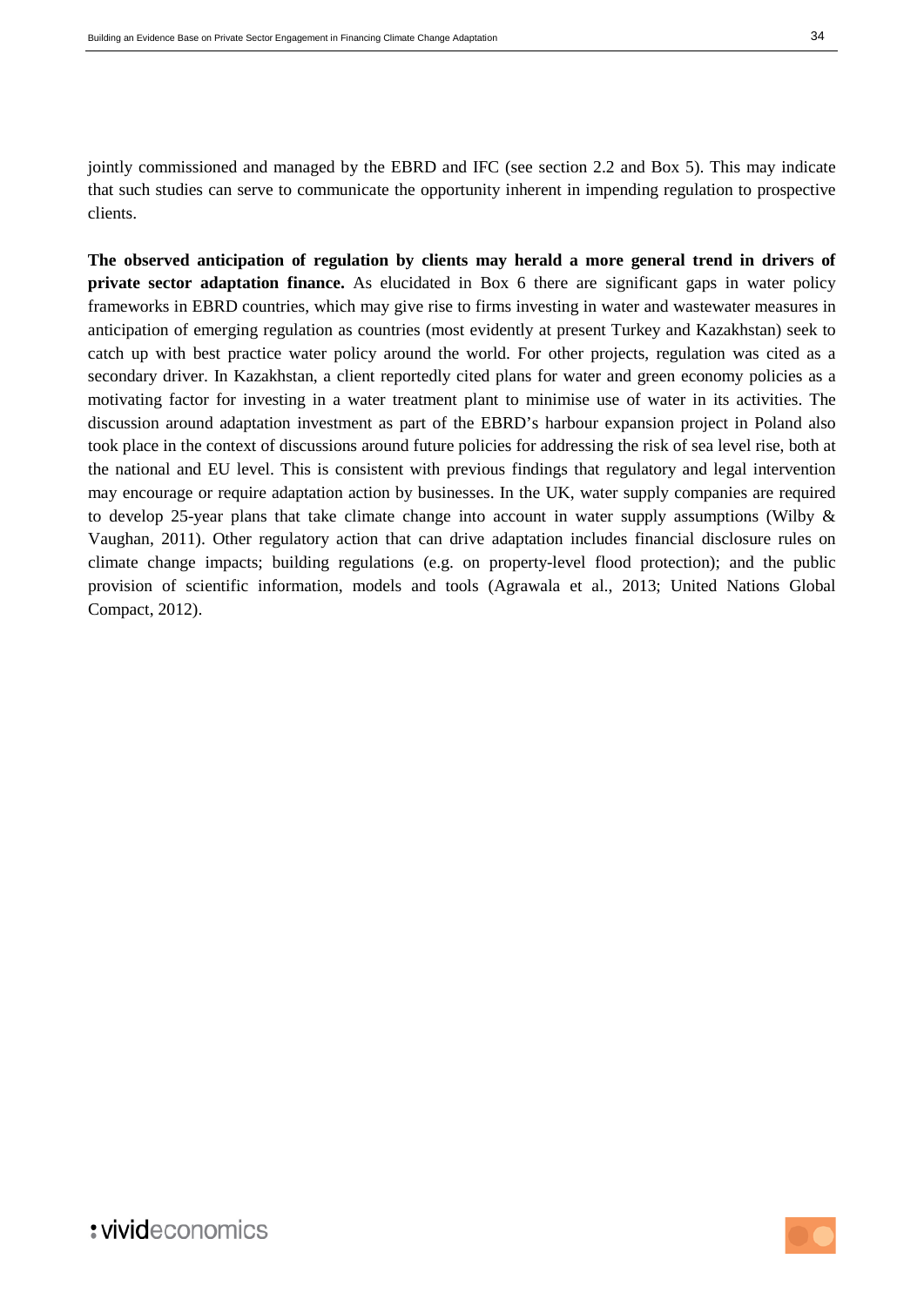jointly commissioned and managed by the EBRD and IFC (see section 2.2 and Box 5). This may indicate that such studies can serve to communicate the opportunity inherent in impending regulation to prospective clients.

**The observed anticipation of regulation by clients may herald a more general trend in drivers of private sector adaptation finance.** As elucidated in Box 6 there are significant gaps in water policy frameworks in EBRD countries, which may give rise to firms investing in water and wastewater measures in anticipation of emerging regulation as countries (most evidently at present Turkey and Kazakhstan) seek to catch up with best practice water policy around the world. For other projects, regulation was cited as a secondary driver. In Kazakhstan, a client reportedly cited plans for water and green economy policies as a motivating factor for investing in a water treatment plant to minimise use of water in its activities. The discussion around adaptation investment as part of the EBRD's harbour expansion project in Poland also took place in the context of discussions around future policies for addressing the risk of sea level rise, both at the national and EU level. This is consistent with previous findings that regulatory and legal intervention may encourage or require adaptation action by businesses. In the UK, water supply companies are required to develop 25-year plans that take climate change into account in water supply assumptions (Wilby & Vaughan, 2011). Other regulatory action that can drive adaptation includes financial disclosure rules on climate change impacts; building regulations (e.g. on property-level flood protection); and the public provision of scientific information, models and tools (Agrawala et al., 2013; United Nations Global Compact, 2012).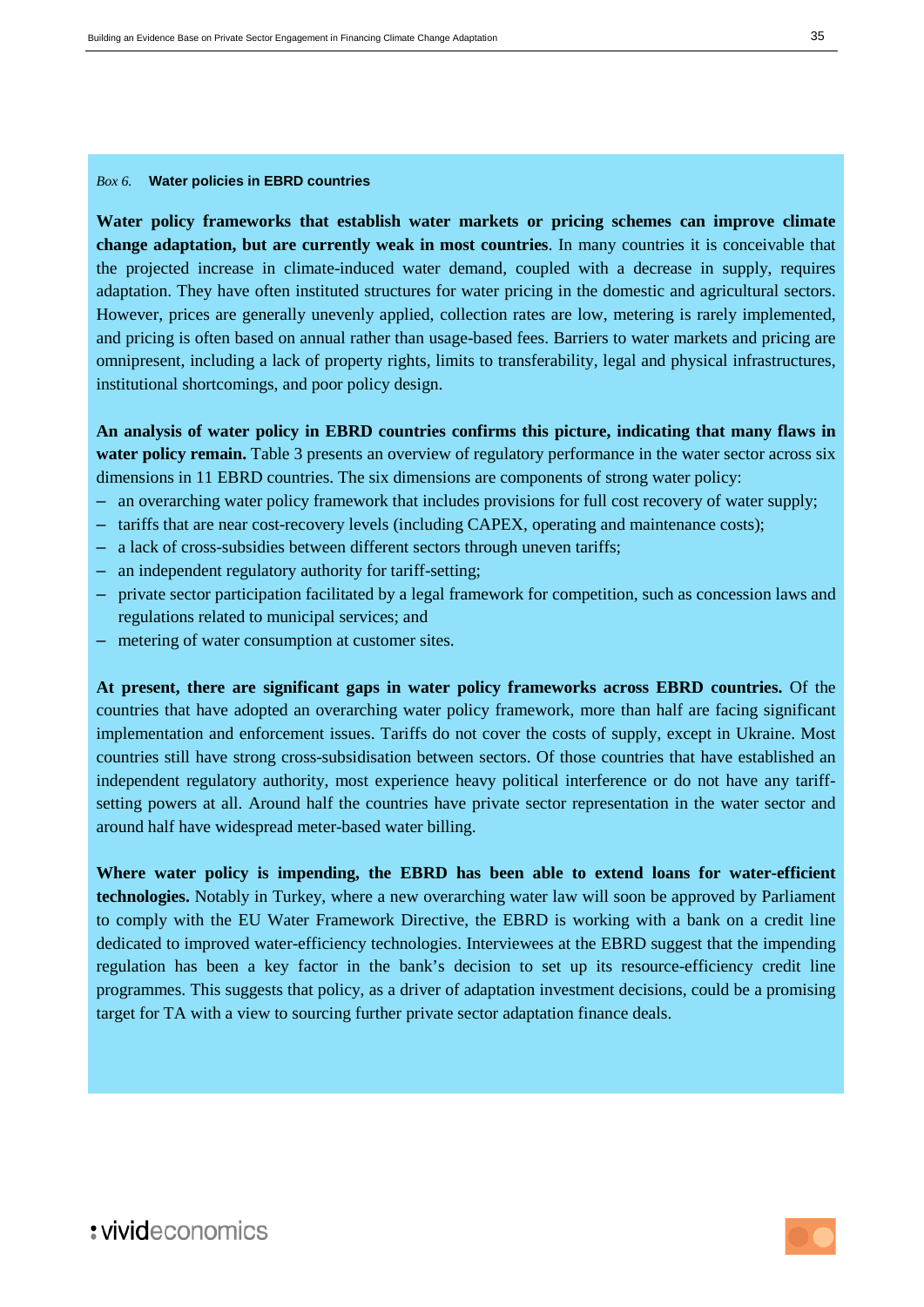*Box 6.* **Water policies in EBRD countries**

**Water policy frameworks that establish water markets or pricing schemes can improve climate change adaptation, but are currently weak in most countries**. In many countries it is conceivable that the projected increase in climate-induced water demand, coupled with a decrease in supply, requires adaptation. They have often instituted structures for water pricing in the domestic and agricultural sectors. However, prices are generally unevenly applied, collection rates are low, metering is rarely implemented, and pricing is often based on annual rather than usage-based fees. Barriers to water markets and pricing are omnipresent, including a lack of property rights, limits to transferability, legal and physical infrastructures, institutional shortcomings, and poor policy design.

**An analysis of water policy in EBRD countries confirms this picture, indicating that many flaws in water policy remain.** Table 3 presents an overview of regulatory performance in the water sector across six dimensions in 11 EBRD countries. The six dimensions are components of strong water policy:

- an overarching water policy framework that includes provisions for full cost recovery of water supply;
- tariffs that are near cost-recovery levels (including CAPEX, operating and maintenance costs);
- a lack of cross-subsidies between different sectors through uneven tariffs;
- an independent regulatory authority for tariff-setting;
- private sector participation facilitated by a legal framework for competition, such as concession laws and regulations related to municipal services; and
- metering of water consumption at customer sites.

**At present, there are significant gaps in water policy frameworks across EBRD countries.** Of the countries that have adopted an overarching water policy framework, more than half are facing significant implementation and enforcement issues. Tariffs do not cover the costs of supply, except in Ukraine. Most countries still have strong cross-subsidisation between sectors. Of those countries that have established an independent regulatory authority, most experience heavy political interference or do not have any tariff-setting powers at all. Around half the countries have private sector representation in the water sector and around half have widespread meter-based water billing.

**Where water policy is impending, the EBRD has been able to extend loans for water-efficient technologies.** Notably in Turkey, where a new overarching water law will soon be approved by Parliament to comply with the EU Water Framework Directive, the EBRD is working with a bank on a credit line dedicated to improved water-efficiency technologies. Interviewees at the EBRD suggest that the impending regulation has been a key factor in the bank's decision to set up its resource-efficiency credit line programmes. This suggests that policy, as a driver of adaptation investment decisions, could be a promising target for TA with a view to sourcing further private sector adaptation finance deals.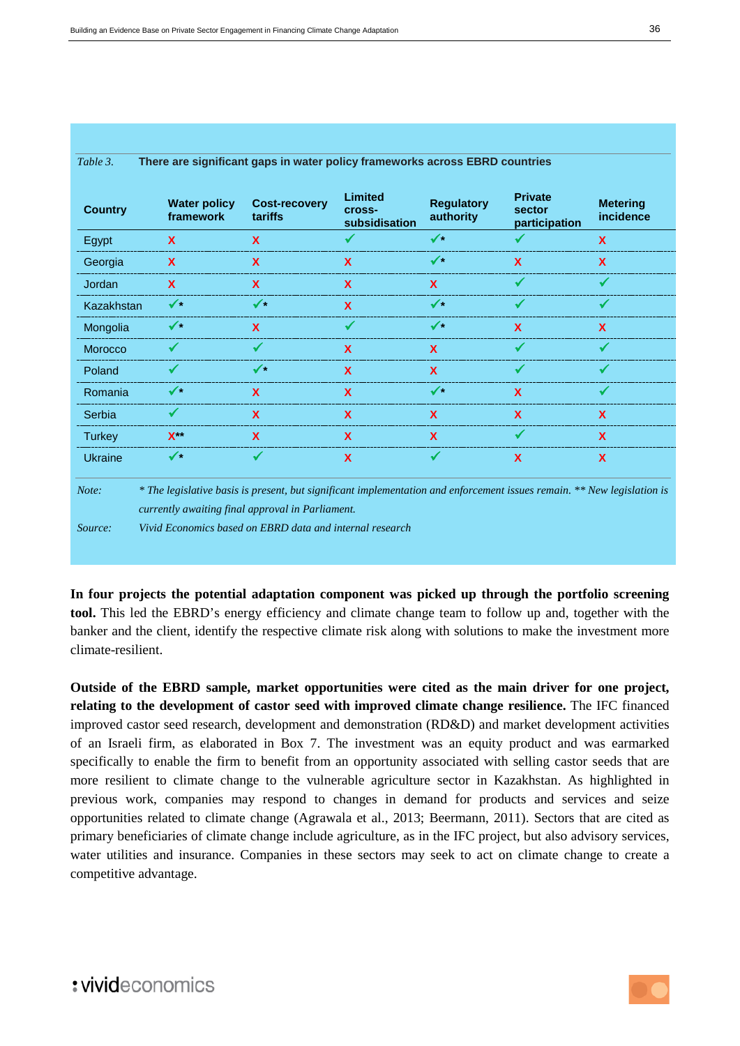*Table 3.* **There are significant gaps in water policy frameworks across EBRD countries**

| Country | Water policy framework | Cost-recovery tariffs | Limited cross-subsidisation | Regulatory authority | Private sector participation | Metering incidence |
|---|---|---|---|---|---|---|
| Egypt | X | X | ✓ | ✓* | ✓ | X |
| Georgia | X | X | X | ✓* | X | X |
| Jordan | X | X | X | X | ✓ | ✓ |
| Kazakhstan | ✓* | ✓* | X | ✓* | ✓ | ✓ |
| Mongolia | ✓* | X | ✓ | ✓* | X | X |
| Morocco | ✓ | ✓ | X | X | ✓ | ✓ |
| Poland | ✓ | ✓* | X | X | ✓ | ✓ |
| Romania | ✓* | X | X | ✓* | X | ✓ |
| Serbia | ✓ | X | X | X | X | X |
| Turkey | X** | X | X | X | ✓ | X |
| Ukraine | ✓* | ✓ | X | ✓ | X | X |

*Note:* *\* The legislative basis is present, but significant implementation and enforcement issues remain. \*\* New legislation is currently awaiting final approval in Parliament.*

*Source:* *Vivid Economics based on EBRD data and internal research*

**In four projects the potential adaptation component was picked up through the portfolio screening tool.** This led the EBRD's energy efficiency and climate change team to follow up and, together with the banker and the client, identify the respective climate risk along with solutions to make the investment more climate-resilient.

**Outside of the EBRD sample, market opportunities were cited as the main driver for one project, relating to the development of castor seed with improved climate change resilience.** The IFC financed improved castor seed research, development and demonstration (RD&D) and market development activities of an Israeli firm, as elaborated in Box 7. The investment was an equity product and was earmarked specifically to enable the firm to benefit from an opportunity associated with selling castor seeds that are more resilient to climate change to the vulnerable agriculture sector in Kazakhstan. As highlighted in previous work, companies may respond to changes in demand for products and services and seize opportunities related to climate change (Agrawala et al., 2013; Beermann, 2011). Sectors that are cited as primary beneficiaries of climate change include agriculture, as in the IFC project, but also advisory services, water utilities and insurance. Companies in these sectors may seek to act on climate change to create a competitive advantage.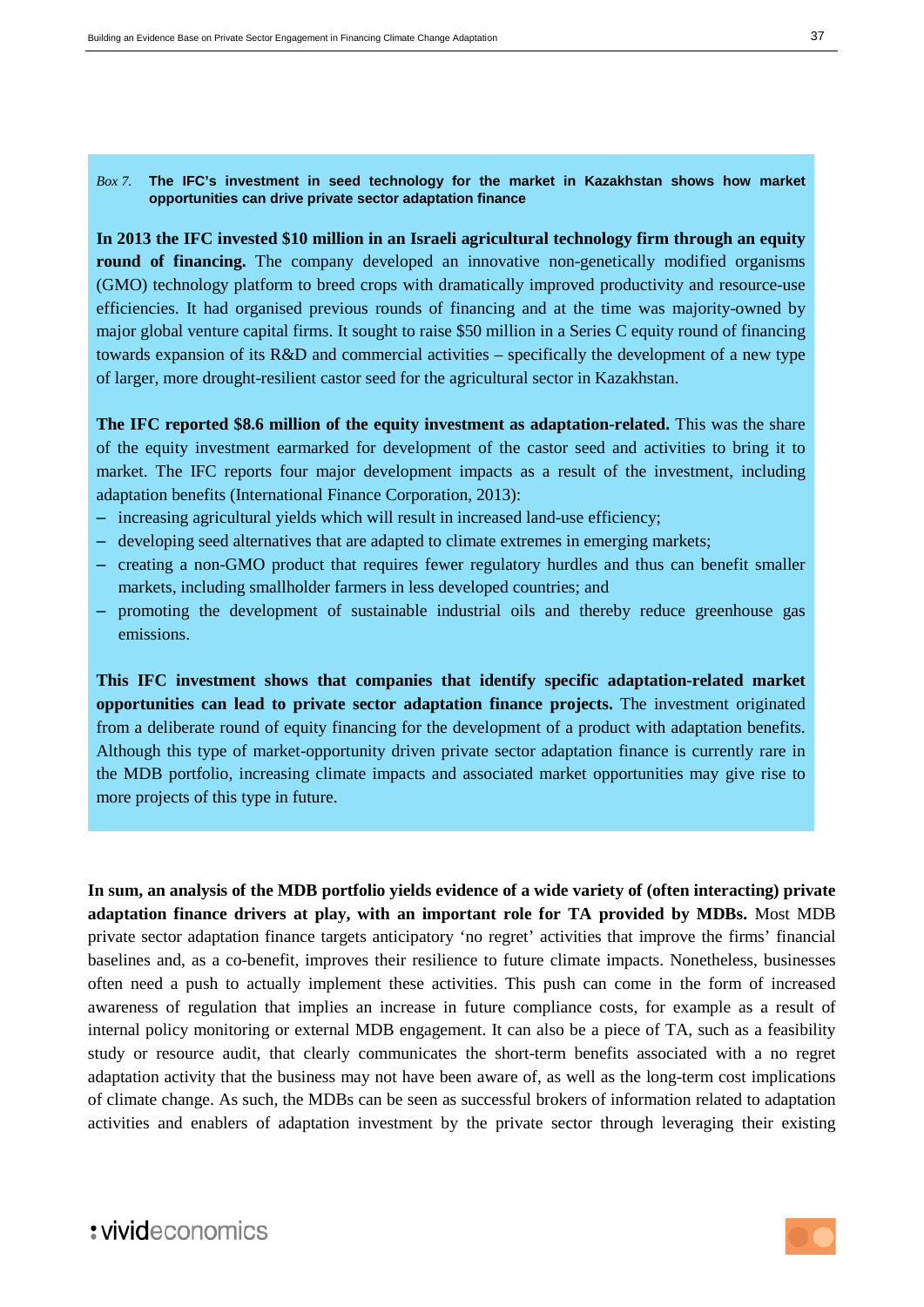*Box 7.* **The IFC's investment in seed technology for the market in Kazakhstan shows how market opportunities can drive private sector adaptation finance**

**In 2013 the IFC invested $10 million in an Israeli agricultural technology firm through an equity round of financing.** The company developed an innovative non-genetically modified organisms (GMO) technology platform to breed crops with dramatically improved productivity and resource-use efficiencies. It had organised previous rounds of financing and at the time was majority-owned by major global venture capital firms. It sought to raise $50 million in a Series C equity round of financing towards expansion of its R&D and commercial activities – specifically the development of a new type of larger, more drought-resilient castor seed for the agricultural sector in Kazakhstan.

**The IFC reported $8.6 million of the equity investment as adaptation-related.** This was the share of the equity investment earmarked for development of the castor seed and activities to bring it to market. The IFC reports four major development impacts as a result of the investment, including adaptation benefits (International Finance Corporation, 2013):

- increasing agricultural yields which will result in increased land-use efficiency;
- developing seed alternatives that are adapted to climate extremes in emerging markets;
- creating a non-GMO product that requires fewer regulatory hurdles and thus can benefit smaller markets, including smallholder farmers in less developed countries; and
- promoting the development of sustainable industrial oils and thereby reduce greenhouse gas emissions.

**This IFC investment shows that companies that identify specific adaptation-related market opportunities can lead to private sector adaptation finance projects.** The investment originated from a deliberate round of equity financing for the development of a product with adaptation benefits. Although this type of market-opportunity driven private sector adaptation finance is currently rare in the MDB portfolio, increasing climate impacts and associated market opportunities may give rise to more projects of this type in future.

**In sum, an analysis of the MDB portfolio yields evidence of a wide variety of (often interacting) private adaptation finance drivers at play, with an important role for TA provided by MDBs.** Most MDB private sector adaptation finance targets anticipatory 'no regret' activities that improve the firms' financial baselines and, as a co-benefit, improves their resilience to future climate impacts. Nonetheless, businesses often need a push to actually implement these activities. This push can come in the form of increased awareness of regulation that implies an increase in future compliance costs, for example as a result of internal policy monitoring or external MDB engagement. It can also be a piece of TA, such as a feasibility study or resource audit, that clearly communicates the short-term benefits associated with a no regret adaptation activity that the business may not have been aware of, as well as the long-term cost implications of climate change. As such, the MDBs can be seen as successful brokers of information related to adaptation activities and enablers of adaptation investment by the private sector through leveraging their existing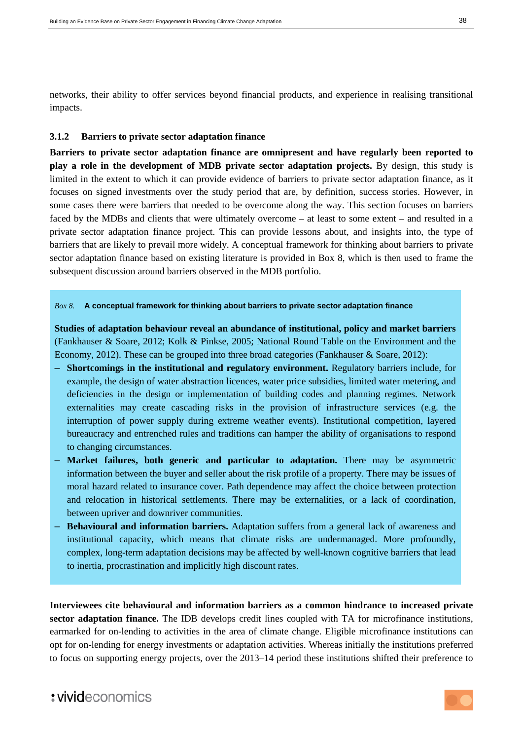networks, their ability to offer services beyond financial products, and experience in realising transitional impacts.

### 3.1.2 Barriers to private sector adaptation finance

**Barriers to private sector adaptation finance are omnipresent and have regularly been reported to play a role in the development of MDB private sector adaptation projects.** By design, this study is limited in the extent to which it can provide evidence of barriers to private sector adaptation finance, as it focuses on signed investments over the study period that are, by definition, success stories. However, in some cases there were barriers that needed to be overcome along the way. This section focuses on barriers faced by the MDBs and clients that were ultimately overcome – at least to some extent – and resulted in a private sector adaptation finance project. This can provide lessons about, and insights into, the type of barriers that are likely to prevail more widely. A conceptual framework for thinking about barriers to private sector adaptation finance based on existing literature is provided in Box 8, which is then used to frame the subsequent discussion around barriers observed in the MDB portfolio.

*Box 8.* **A conceptual framework for thinking about barriers to private sector adaptation finance**

**Studies of adaptation behaviour reveal an abundance of institutional, policy and market barriers** (Fankhauser & Soare, 2012; Kolk & Pinkse, 2005; National Round Table on the Environment and the Economy, 2012). These can be grouped into three broad categories (Fankhauser & Soare, 2012):

- **Shortcomings in the institutional and regulatory environment.** Regulatory barriers include, for example, the design of water abstraction licences, water price subsidies, limited water metering, and deficiencies in the design or implementation of building codes and planning regimes. Network externalities may create cascading risks in the provision of infrastructure services (e.g. the interruption of power supply during extreme weather events). Institutional competition, layered bureaucracy and entrenched rules and traditions can hamper the ability of organisations to respond to changing circumstances.
- **Market failures, both generic and particular to adaptation.** There may be asymmetric information between the buyer and seller about the risk profile of a property. There may be issues of moral hazard related to insurance cover. Path dependence may affect the choice between protection and relocation in historical settlements. There may be externalities, or a lack of coordination, between upriver and downriver communities.
- **Behavioural and information barriers.** Adaptation suffers from a general lack of awareness and institutional capacity, which means that climate risks are undermanaged. More profoundly, complex, long-term adaptation decisions may be affected by well-known cognitive barriers that lead to inertia, procrastination and implicitly high discount rates.

**Interviewees cite behavioural and information barriers as a common hindrance to increased private sector adaptation finance.** The IDB develops credit lines coupled with TA for microfinance institutions, earmarked for on-lending to activities in the area of climate change. Eligible microfinance institutions can opt for on-lending for energy investments or adaptation activities. Whereas initially the institutions preferred to focus on supporting energy projects, over the 2013–14 period these institutions shifted their preference to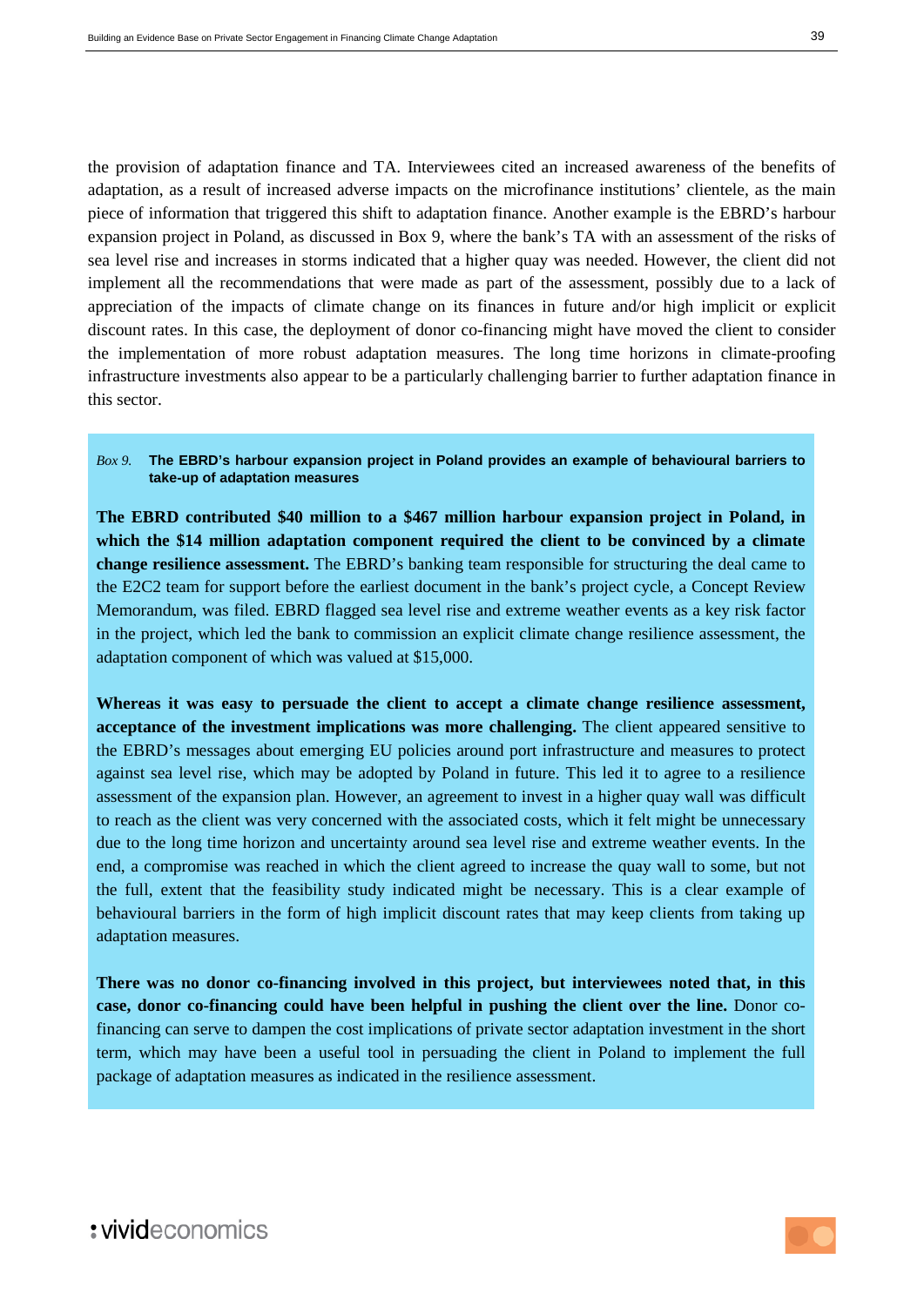the provision of adaptation finance and TA. Interviewees cited an increased awareness of the benefits of adaptation, as a result of increased adverse impacts on the microfinance institutions' clientele, as the main piece of information that triggered this shift to adaptation finance. Another example is the EBRD's harbour expansion project in Poland, as discussed in Box 9, where the bank's TA with an assessment of the risks of sea level rise and increases in storms indicated that a higher quay was needed. However, the client did not implement all the recommendations that were made as part of the assessment, possibly due to a lack of appreciation of the impacts of climate change on its finances in future and/or high implicit or explicit discount rates. In this case, the deployment of donor co-financing might have moved the client to consider the implementation of more robust adaptation measures. The long time horizons in climate-proofing infrastructure investments also appear to be a particularly challenging barrier to further adaptation finance in this sector.

*Box 9.* **The EBRD's harbour expansion project in Poland provides an example of behavioural barriers to take-up of adaptation measures**

**The EBRD contributed $40 million to a $467 million harbour expansion project in Poland, in which the $14 million adaptation component required the client to be convinced by a climate change resilience assessment.** The EBRD's banking team responsible for structuring the deal came to the E2C2 team for support before the earliest document in the bank's project cycle, a Concept Review Memorandum, was filed. EBRD flagged sea level rise and extreme weather events as a key risk factor in the project, which led the bank to commission an explicit climate change resilience assessment, the adaptation component of which was valued at $15,000.

**Whereas it was easy to persuade the client to accept a climate change resilience assessment, acceptance of the investment implications was more challenging.** The client appeared sensitive to the EBRD's messages about emerging EU policies around port infrastructure and measures to protect against sea level rise, which may be adopted by Poland in future. This led it to agree to a resilience assessment of the expansion plan. However, an agreement to invest in a higher quay wall was difficult to reach as the client was very concerned with the associated costs, which it felt might be unnecessary due to the long time horizon and uncertainty around sea level rise and extreme weather events. In the end, a compromise was reached in which the client agreed to increase the quay wall to some, but not the full, extent that the feasibility study indicated might be necessary. This is a clear example of behavioural barriers in the form of high implicit discount rates that may keep clients from taking up adaptation measures.

**There was no donor co-financing involved in this project, but interviewees noted that, in this case, donor co-financing could have been helpful in pushing the client over the line.** Donor co-financing can serve to dampen the cost implications of private sector adaptation investment in the short term, which may have been a useful tool in persuading the client in Poland to implement the full package of adaptation measures as indicated in the resilience assessment.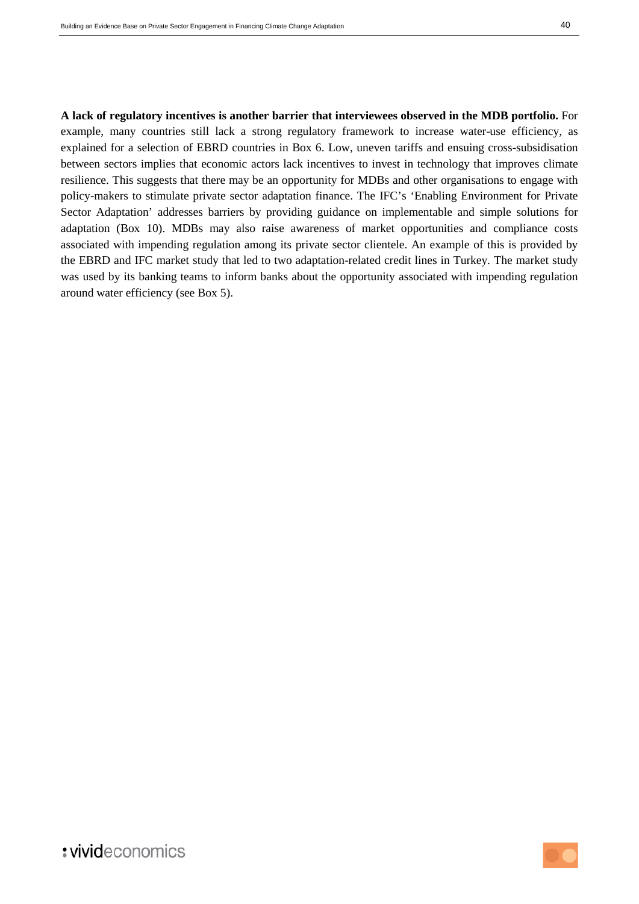**A lack of regulatory incentives is another barrier that interviewees observed in the MDB portfolio.** For example, many countries still lack a strong regulatory framework to increase water-use efficiency, as explained for a selection of EBRD countries in Box 6. Low, uneven tariffs and ensuing cross-subsidisation between sectors implies that economic actors lack incentives to invest in technology that improves climate resilience. This suggests that there may be an opportunity for MDBs and other organisations to engage with policy-makers to stimulate private sector adaptation finance. The IFC's 'Enabling Environment for Private Sector Adaptation' addresses barriers by providing guidance on implementable and simple solutions for adaptation (Box 10). MDBs may also raise awareness of market opportunities and compliance costs associated with impending regulation among its private sector clientele. An example of this is provided by the EBRD and IFC market study that led to two adaptation-related credit lines in Turkey. The market study was used by its banking teams to inform banks about the opportunity associated with impending regulation around water efficiency (see Box 5).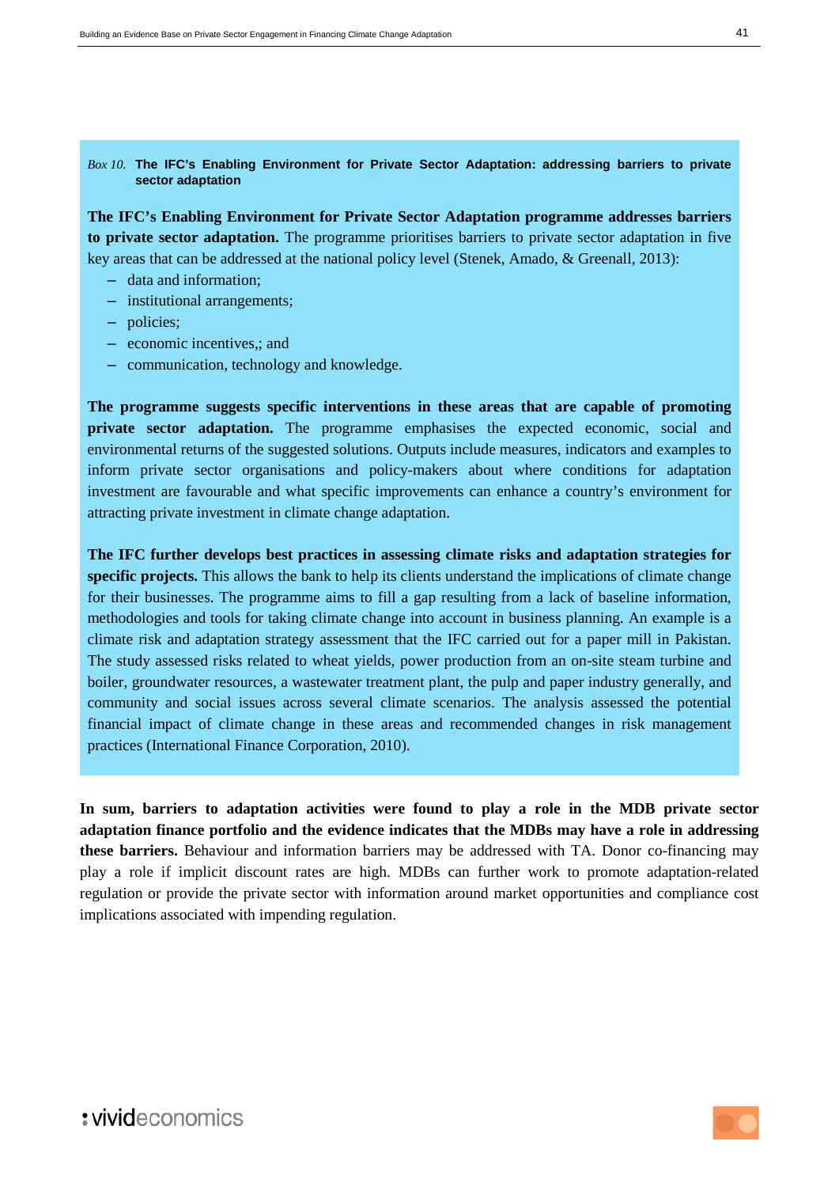*Box 10.* **The IFC's Enabling Environment for Private Sector Adaptation: addressing barriers to private sector adaptation**

**The IFC's Enabling Environment for Private Sector Adaptation programme addresses barriers to private sector adaptation.** The programme prioritises barriers to private sector adaptation in five key areas that can be addressed at the national policy level (Stenek, Amado, & Greenall, 2013):

- data and information;
- institutional arrangements;
- policies;
- economic incentives,; and
- communication, technology and knowledge.

**The programme suggests specific interventions in these areas that are capable of promoting private sector adaptation.** The programme emphasises the expected economic, social and environmental returns of the suggested solutions. Outputs include measures, indicators and examples to inform private sector organisations and policy-makers about where conditions for adaptation investment are favourable and what specific improvements can enhance a country's environment for attracting private investment in climate change adaptation.

**The IFC further develops best practices in assessing climate risks and adaptation strategies for specific projects.** This allows the bank to help its clients understand the implications of climate change for their businesses. The programme aims to fill a gap resulting from a lack of baseline information, methodologies and tools for taking climate change into account in business planning. An example is a climate risk and adaptation strategy assessment that the IFC carried out for a paper mill in Pakistan. The study assessed risks related to wheat yields, power production from an on-site steam turbine and boiler, groundwater resources, a wastewater treatment plant, the pulp and paper industry generally, and community and social issues across several climate scenarios. The analysis assessed the potential financial impact of climate change in these areas and recommended changes in risk management practices (International Finance Corporation, 2010).

**In sum, barriers to adaptation activities were found to play a role in the MDB private sector adaptation finance portfolio and the evidence indicates that the MDBs may have a role in addressing these barriers.** Behaviour and information barriers may be addressed with TA. Donor co-financing may play a role if implicit discount rates are high. MDBs can further work to promote adaptation-related regulation or provide the private sector with information around market opportunities and compliance cost implications associated with impending regulation.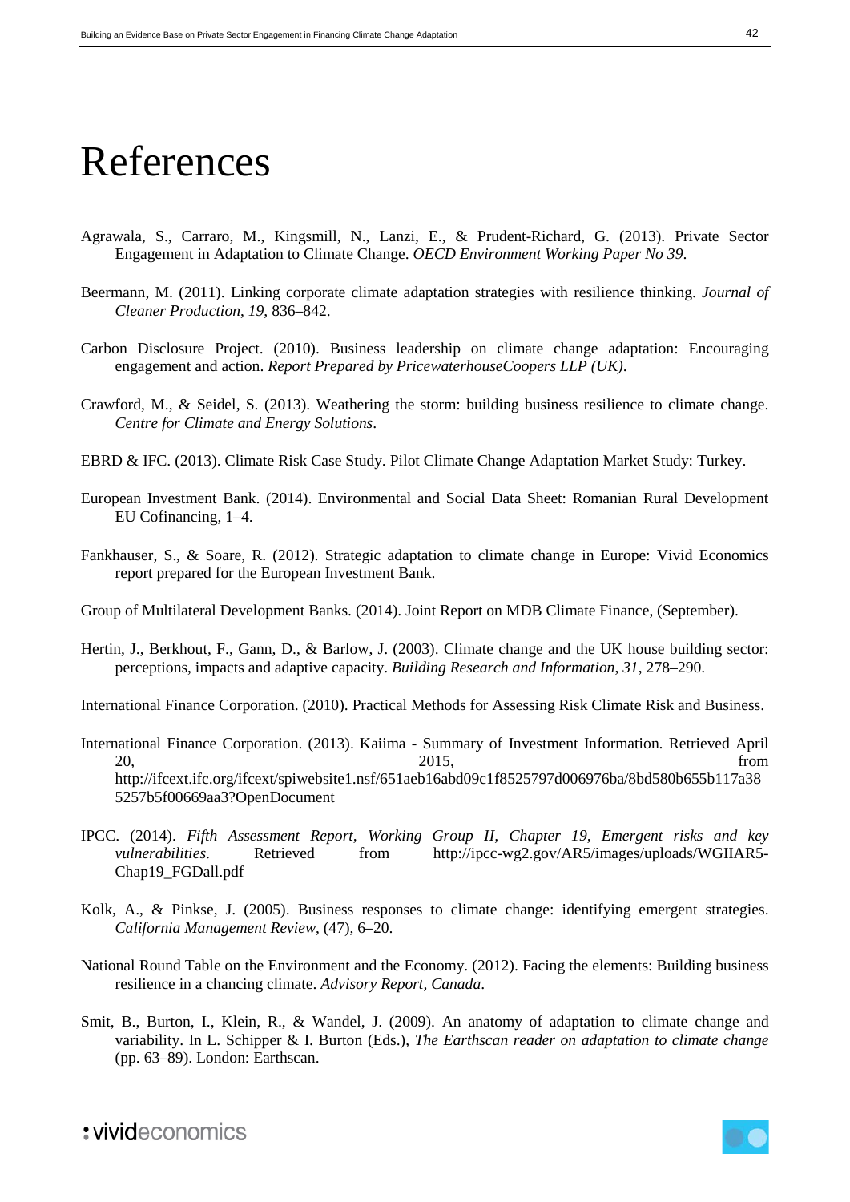# References

Agrawala, S., Carraro, M., Kingsmill, N., Lanzi, E., & Prudent-Richard, G. (2013). Private Sector Engagement in Adaptation to Climate Change. *OECD Environment Working Paper No 39*.

Beermann, M. (2011). Linking corporate climate adaptation strategies with resilience thinking. *Journal of Cleaner Production*, *19*, 836–842.

Carbon Disclosure Project. (2010). Business leadership on climate change adaptation: Encouraging engagement and action. *Report Prepared by PricewaterhouseCoopers LLP (UK)*.

Crawford, M., & Seidel, S. (2013). Weathering the storm: building business resilience to climate change. *Centre for Climate and Energy Solutions*.

EBRD & IFC. (2013). Climate Risk Case Study. Pilot Climate Change Adaptation Market Study: Turkey.

European Investment Bank. (2014). Environmental and Social Data Sheet: Romanian Rural Development EU Cofinancing, 1–4.

Fankhauser, S., & Soare, R. (2012). Strategic adaptation to climate change in Europe: Vivid Economics report prepared for the European Investment Bank.

Group of Multilateral Development Banks. (2014). Joint Report on MDB Climate Finance, (September).

Hertin, J., Berkhout, F., Gann, D., & Barlow, J. (2003). Climate change and the UK house building sector: perceptions, impacts and adaptive capacity. *Building Research and Information*, *31*, 278–290.

International Finance Corporation. (2010). Practical Methods for Assessing Risk Climate Risk and Business.

International Finance Corporation. (2013). Kaiima - Summary of Investment Information. Retrieved April 20, 2015, from http://ifcext.ifc.org/ifcext/spiwebsite1.nsf/651aeb16abd09c1f8525797d006976ba/8bd580b655b117a385257b5f00669aa3?OpenDocument

IPCC. (2014). *Fifth Assessment Report, Working Group II, Chapter 19, Emergent risks and key vulnerabilities*. Retrieved from http://ipcc-wg2.gov/AR5/images/uploads/WGIIAR5-Chap19_FGDall.pdf

Kolk, A., & Pinkse, J. (2005). Business responses to climate change: identifying emergent strategies. *California Management Review*, (47), 6–20.

National Round Table on the Environment and the Economy. (2012). Facing the elements: Building business resilience in a chancing climate. *Advisory Report, Canada*.

Smit, B., Burton, I., Klein, R., & Wandel, J. (2009). An anatomy of adaptation to climate change and variability. In L. Schipper & I. Burton (Eds.), *The Earthscan reader on adaptation to climate change* (pp. 63–89). London: Earthscan.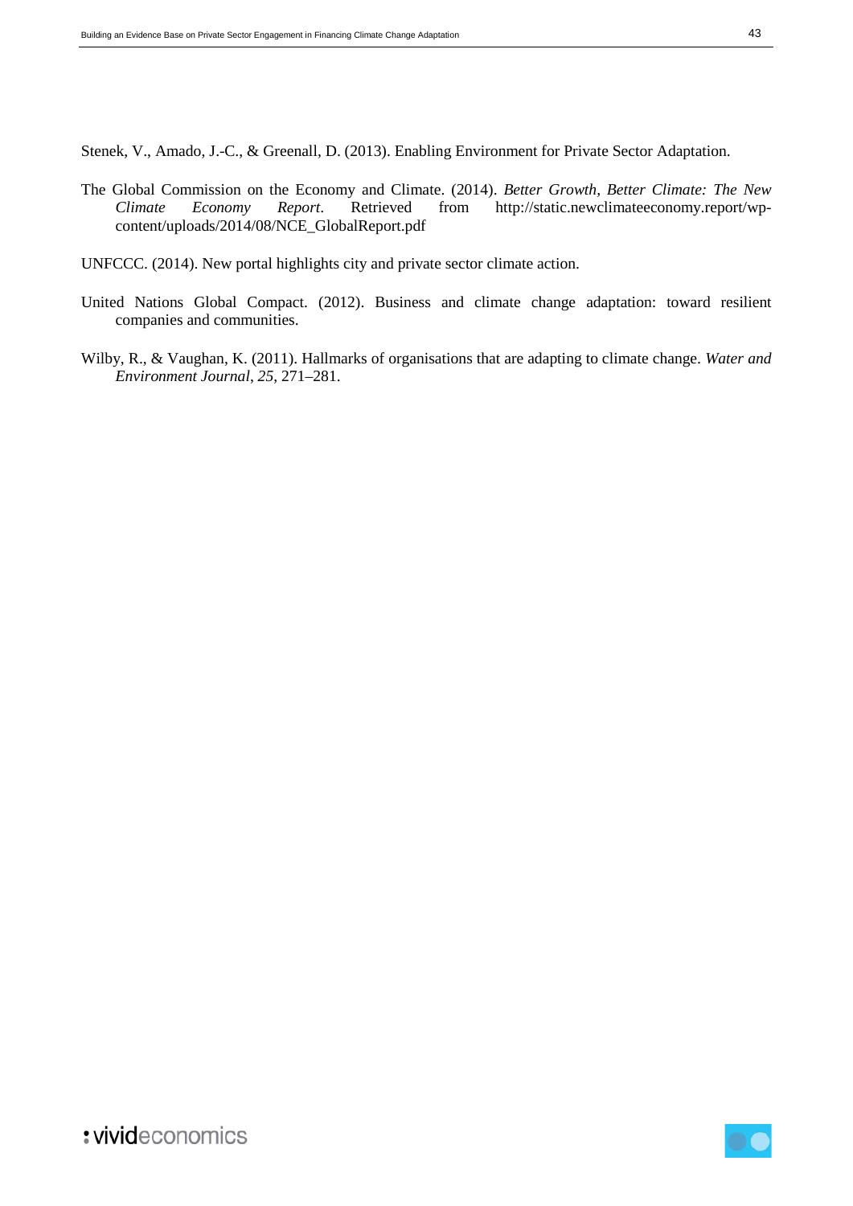Stenek, V., Amado, J.-C., & Greenall, D. (2013). Enabling Environment for Private Sector Adaptation.

The Global Commission on the Economy and Climate. (2014). *Better Growth, Better Climate: The New Climate Economy Report*. Retrieved from http://static.newclimateeconomy.report/wp-content/uploads/2014/08/NCE_GlobalReport.pdf

UNFCCC. (2014). New portal highlights city and private sector climate action.

United Nations Global Compact. (2012). Business and climate change adaptation: toward resilient companies and communities.

Wilby, R., & Vaughan, K. (2011). Hallmarks of organisations that are adapting to climate change. *Water and Environment Journal*, *25*, 271–281.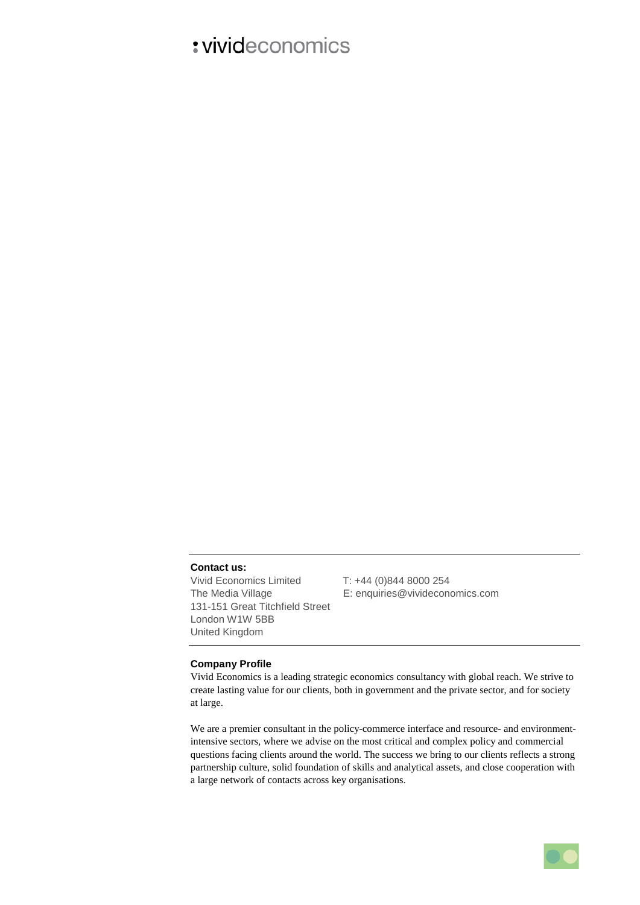:vivideconomics

**Contact us:**

Vivid Economics Limited
The Media Village
131-151 Great Titchfield Street
London W1W 5BB
United Kingdom

T: +44 (0)844 8000 254
E: enquiries@vivideconomics.com

**Company Profile**

Vivid Economics is a leading strategic economics consultancy with global reach. We strive to create lasting value for our clients, both in government and the private sector, and for society at large.

We are a premier consultant in the policy-commerce interface and resource- and environment-intensive sectors, where we advise on the most critical and complex policy and commercial questions facing clients around the world. The success we bring to our clients reflects a strong partnership culture, solid foundation of skills and analytical assets, and close cooperation with a large network of contacts across key organisations.